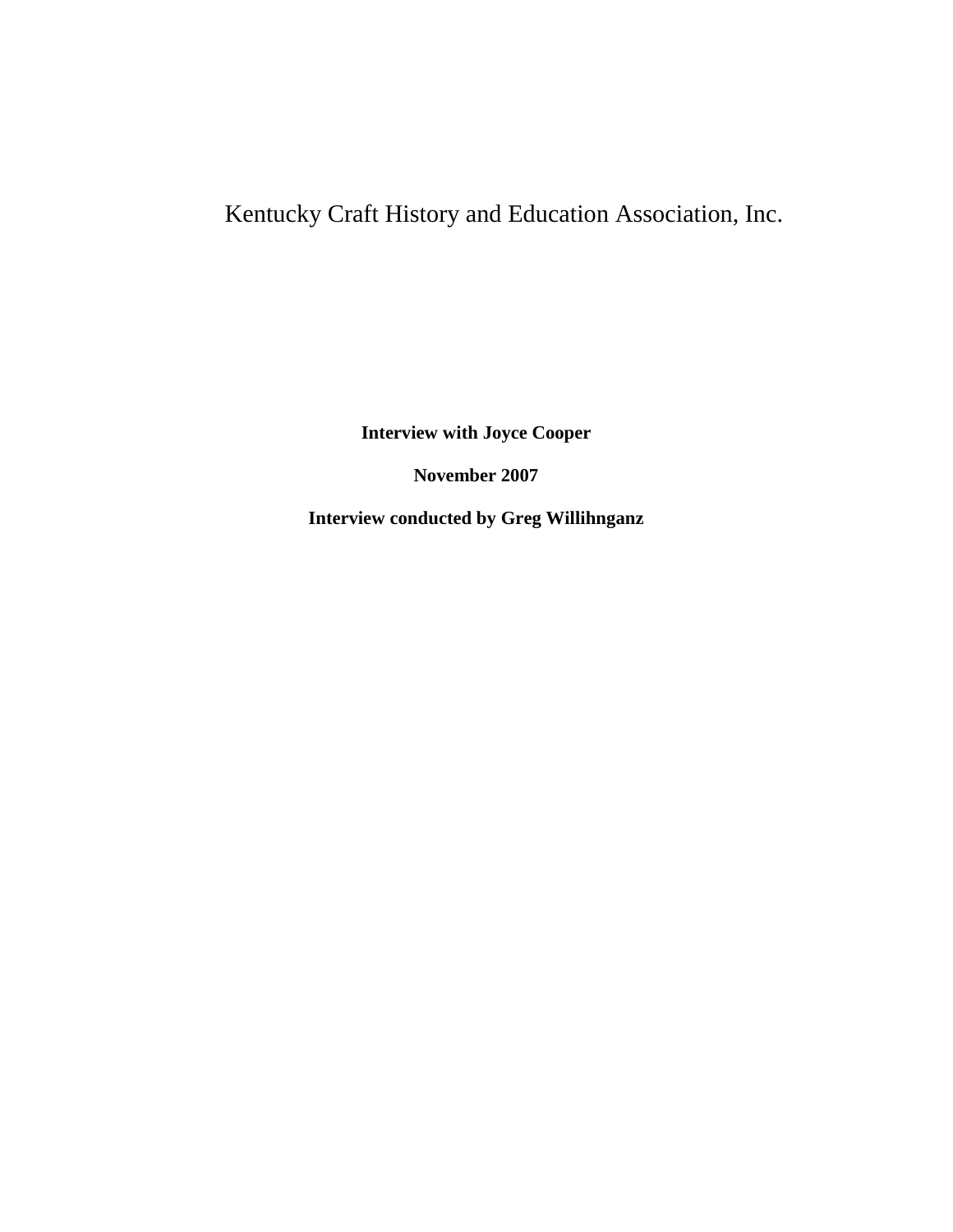# Kentucky Craft History and Education Association, Inc.

**Interview with Joyce Cooper**

**November 2007**

**Interview conducted by Greg Willihnganz**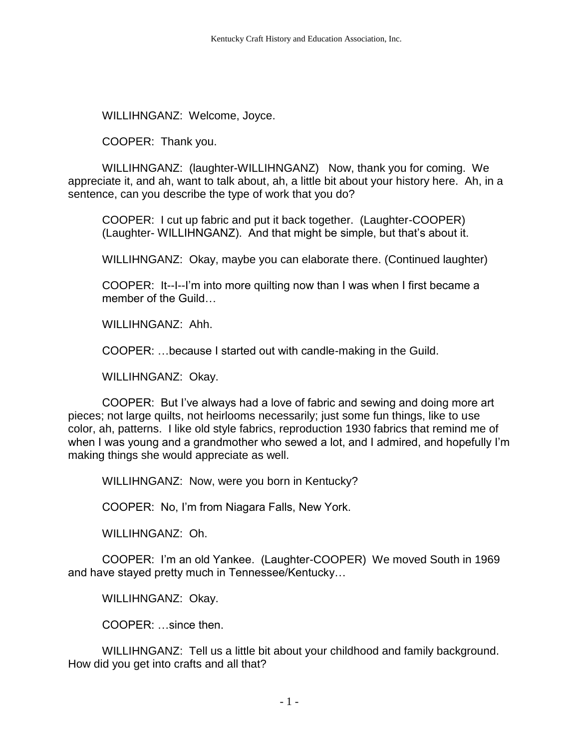WILLIHNGANZ: Welcome, Joyce.

COOPER: Thank you.

WILLIHNGANZ: (laughter-WILLIHNGANZ) Now, thank you for coming. We appreciate it, and ah, want to talk about, ah, a little bit about your history here. Ah, in a sentence, can you describe the type of work that you do?

COOPER: I cut up fabric and put it back together. (Laughter-COOPER) (Laughter- WILLIHNGANZ). And that might be simple, but that's about it.

WILLIHNGANZ: Okay, maybe you can elaborate there. (Continued laughter)

COOPER: It--I--I'm into more quilting now than I was when I first became a member of the Guild…

WILLIHNGANZ: Ahh.

COOPER: …because I started out with candle-making in the Guild.

WILLIHNGANZ: Okay.

COOPER: But I've always had a love of fabric and sewing and doing more art pieces; not large quilts, not heirlooms necessarily; just some fun things, like to use color, ah, patterns. I like old style fabrics, reproduction 1930 fabrics that remind me of when I was young and a grandmother who sewed a lot, and I admired, and hopefully I'm making things she would appreciate as well.

WILLIHNGANZ: Now, were you born in Kentucky?

COOPER: No, I'm from Niagara Falls, New York.

WILLIHNGANZ: Oh.

COOPER: I'm an old Yankee. (Laughter-COOPER) We moved South in 1969 and have stayed pretty much in Tennessee/Kentucky…

WILLIHNGANZ: Okay.

COOPER: …since then.

WILLIHNGANZ: Tell us a little bit about your childhood and family background. How did you get into crafts and all that?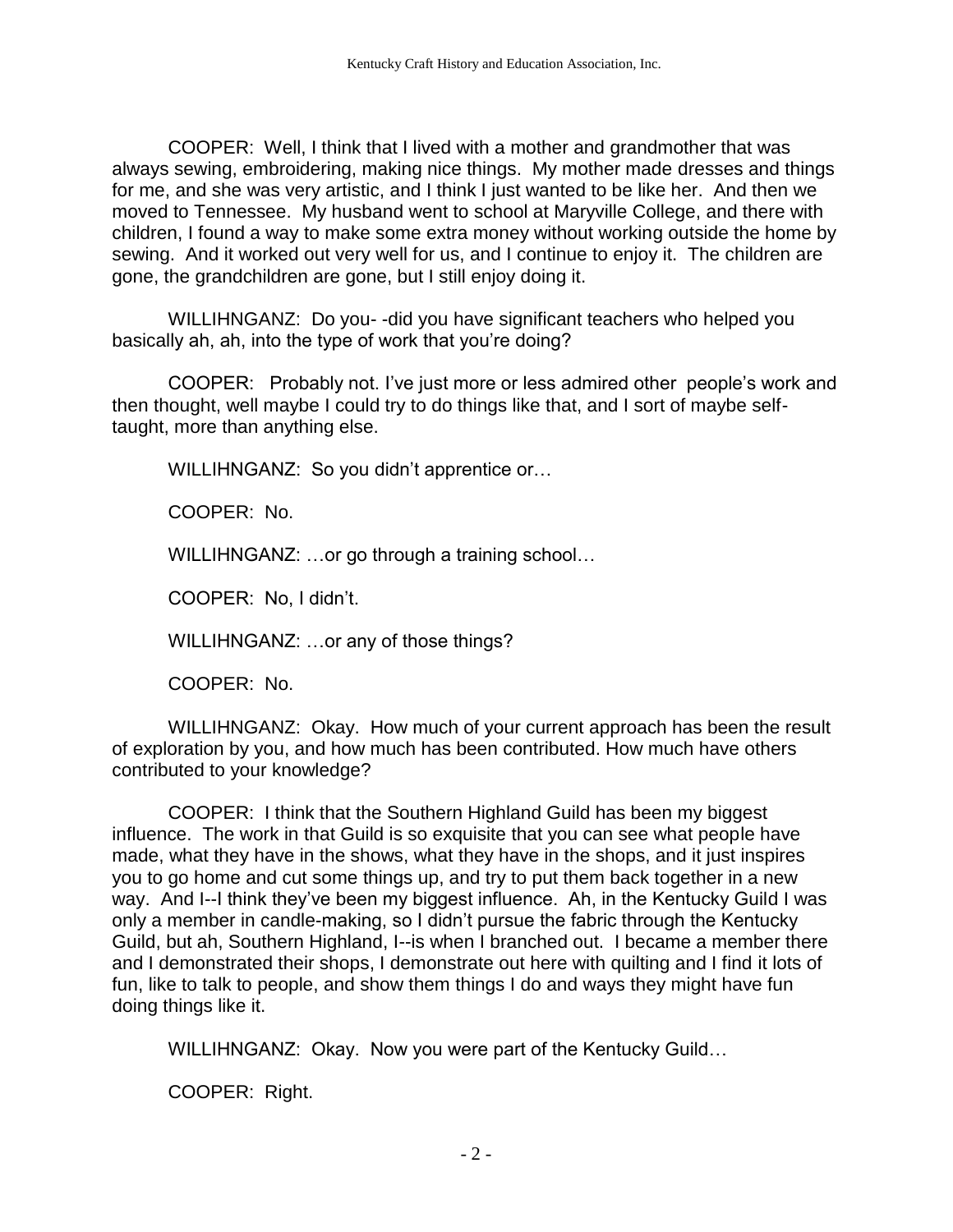COOPER: Well, I think that I lived with a mother and grandmother that was always sewing, embroidering, making nice things. My mother made dresses and things for me, and she was very artistic, and I think I just wanted to be like her. And then we moved to Tennessee. My husband went to school at Maryville College, and there with children, I found a way to make some extra money without working outside the home by sewing. And it worked out very well for us, and I continue to enjoy it. The children are gone, the grandchildren are gone, but I still enjoy doing it.

WILLIHNGANZ: Do you- -did you have significant teachers who helped you basically ah, ah, into the type of work that you're doing?

COOPER: Probably not. I've just more or less admired other people's work and then thought, well maybe I could try to do things like that, and I sort of maybe self-taught, more than anything else.

WILLIHNGANZ: So you didn't apprentice or…

COOPER: No.

WILLIHNGANZ: …or go through a training school…

COOPER: No, I didn't.

WILLIHNGANZ: …or any of those things?

COOPER: No.

WILLIHNGANZ: Okay. How much of your current approach has been the result of exploration by you, and how much has been contributed. How much have others contributed to your knowledge?

COOPER: I think that the Southern Highland Guild has been my biggest influence. The work in that Guild is so exquisite that you can see what people have made, what they have in the shows, what they have in the shops, and it just inspires you to go home and cut some things up, and try to put them back together in a new way. And I--I think they've been my biggest influence. Ah, in the Kentucky Guild I was only a member in candle-making, so I didn't pursue the fabric through the Kentucky Guild, but ah, Southern Highland, I--is when I branched out. I became a member there and I demonstrated their shops, I demonstrate out here with quilting and I find it lots of fun, like to talk to people, and show them things I do and ways they might have fun doing things like it.

WILLIHNGANZ: Okay. Now you were part of the Kentucky Guild…

COOPER: Right.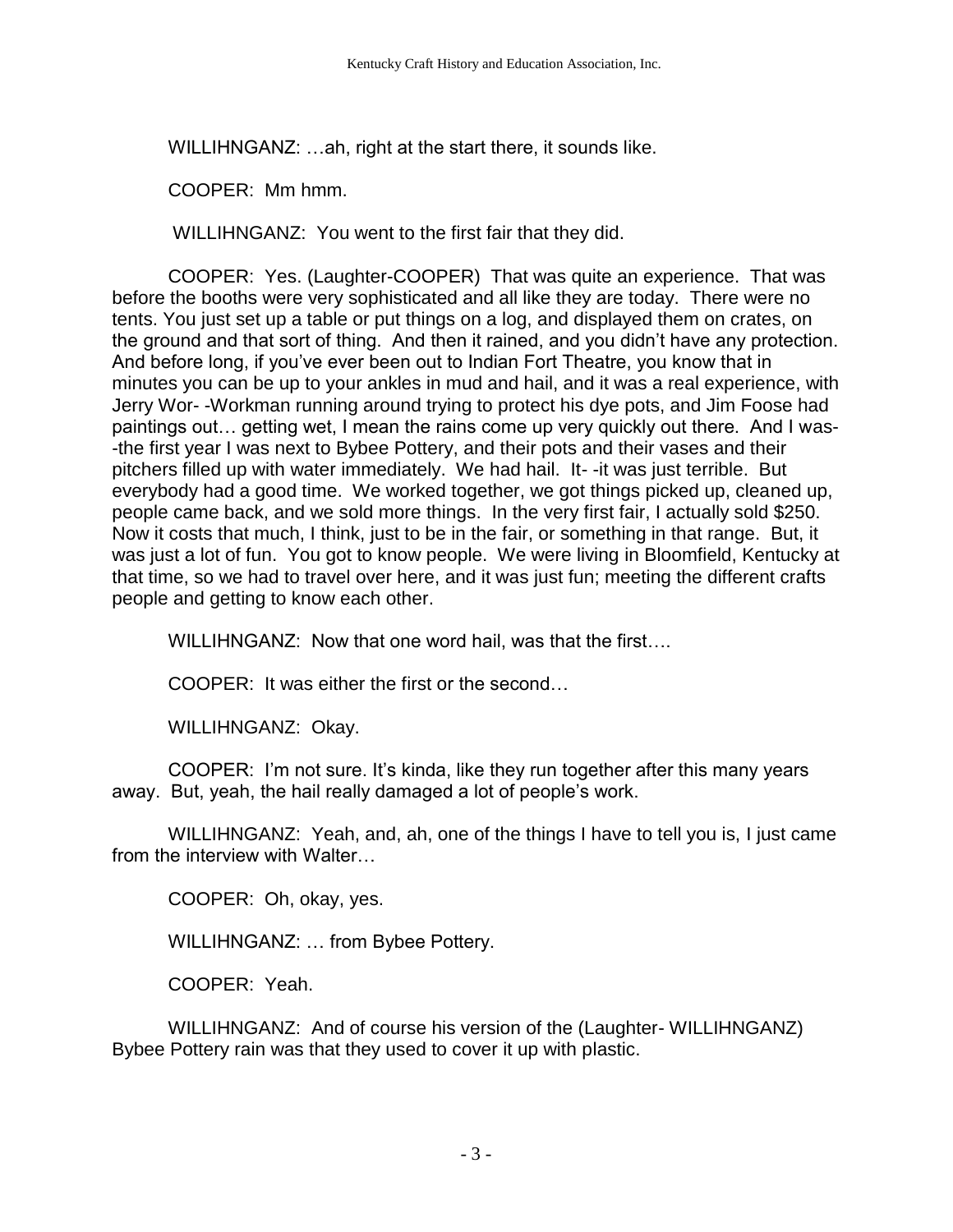WILLIHNGANZ: …ah, right at the start there, it sounds like.

COOPER: Mm hmm.

WILLIHNGANZ: You went to the first fair that they did.

COOPER: Yes. (Laughter-COOPER) That was quite an experience. That was before the booths were very sophisticated and all like they are today. There were no tents. You just set up a table or put things on a log, and displayed them on crates, on the ground and that sort of thing. And then it rained, and you didn't have any protection. And before long, if you've ever been out to Indian Fort Theatre, you know that in minutes you can be up to your ankles in mud and hail, and it was a real experience, with Jerry Wor- -Workman running around trying to protect his dye pots, and Jim Foose had paintings out… getting wet, I mean the rains come up very quickly out there. And I was- -the first year I was next to Bybee Pottery, and their pots and their vases and their pitchers filled up with water immediately. We had hail. It- -it was just terrible. But everybody had a good time. We worked together, we got things picked up, cleaned up, people came back, and we sold more things. In the very first fair, I actually sold $250. Now it costs that much, I think, just to be in the fair, or something in that range. But, it was just a lot of fun. You got to know people. We were living in Bloomfield, Kentucky at that time, so we had to travel over here, and it was just fun; meeting the different crafts people and getting to know each other.

WILLIHNGANZ: Now that one word hail, was that the first….

COOPER: It was either the first or the second…

WILLIHNGANZ: Okay.

COOPER: I'm not sure. It's kinda, like they run together after this many years away. But, yeah, the hail really damaged a lot of people's work.

WILLIHNGANZ: Yeah, and, ah, one of the things I have to tell you is, I just came from the interview with Walter…

COOPER: Oh, okay, yes.

WILLIHNGANZ: … from Bybee Pottery.

COOPER: Yeah.

WILLIHNGANZ: And of course his version of the (Laughter- WILLIHNGANZ) Bybee Pottery rain was that they used to cover it up with plastic.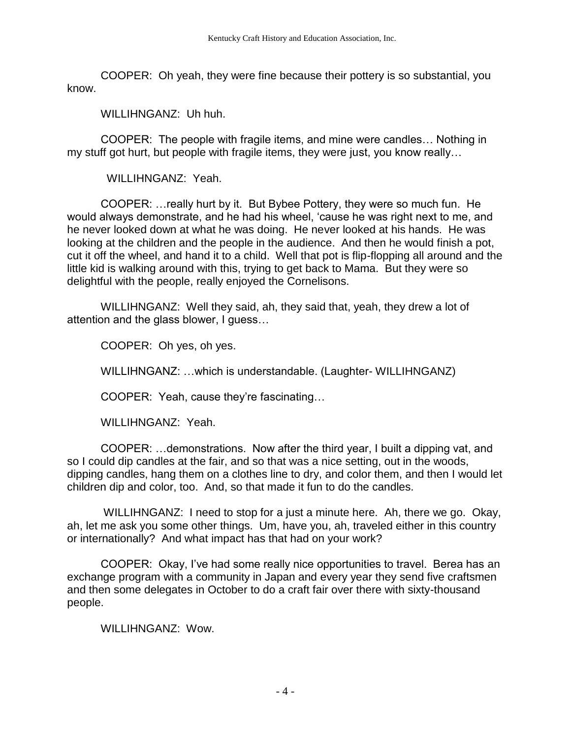COOPER: Oh yeah, they were fine because their pottery is so substantial, you know.

WILLIHNGANZ: Uh huh.

COOPER: The people with fragile items, and mine were candles… Nothing in my stuff got hurt, but people with fragile items, they were just, you know really…

WILLIHNGANZ: Yeah.

COOPER: …really hurt by it. But Bybee Pottery, they were so much fun. He would always demonstrate, and he had his wheel, 'cause he was right next to me, and he never looked down at what he was doing. He never looked at his hands. He was looking at the children and the people in the audience. And then he would finish a pot, cut it off the wheel, and hand it to a child. Well that pot is flip-flopping all around and the little kid is walking around with this, trying to get back to Mama. But they were so delightful with the people, really enjoyed the Cornelisons.

WILLIHNGANZ: Well they said, ah, they said that, yeah, they drew a lot of attention and the glass blower, I guess…

COOPER: Oh yes, oh yes.

WILLIHNGANZ: …which is understandable. (Laughter- WILLIHNGANZ)

COOPER: Yeah, cause they're fascinating…

WILLIHNGANZ: Yeah.

COOPER: …demonstrations. Now after the third year, I built a dipping vat, and so I could dip candles at the fair, and so that was a nice setting, out in the woods, dipping candles, hang them on a clothes line to dry, and color them, and then I would let children dip and color, too. And, so that made it fun to do the candles.

WILLIHNGANZ: I need to stop for a just a minute here. Ah, there we go. Okay, ah, let me ask you some other things. Um, have you, ah, traveled either in this country or internationally? And what impact has that had on your work?

COOPER: Okay, I've had some really nice opportunities to travel. Berea has an exchange program with a community in Japan and every year they send five craftsmen and then some delegates in October to do a craft fair over there with sixty-thousand people.

WILLIHNGANZ: Wow.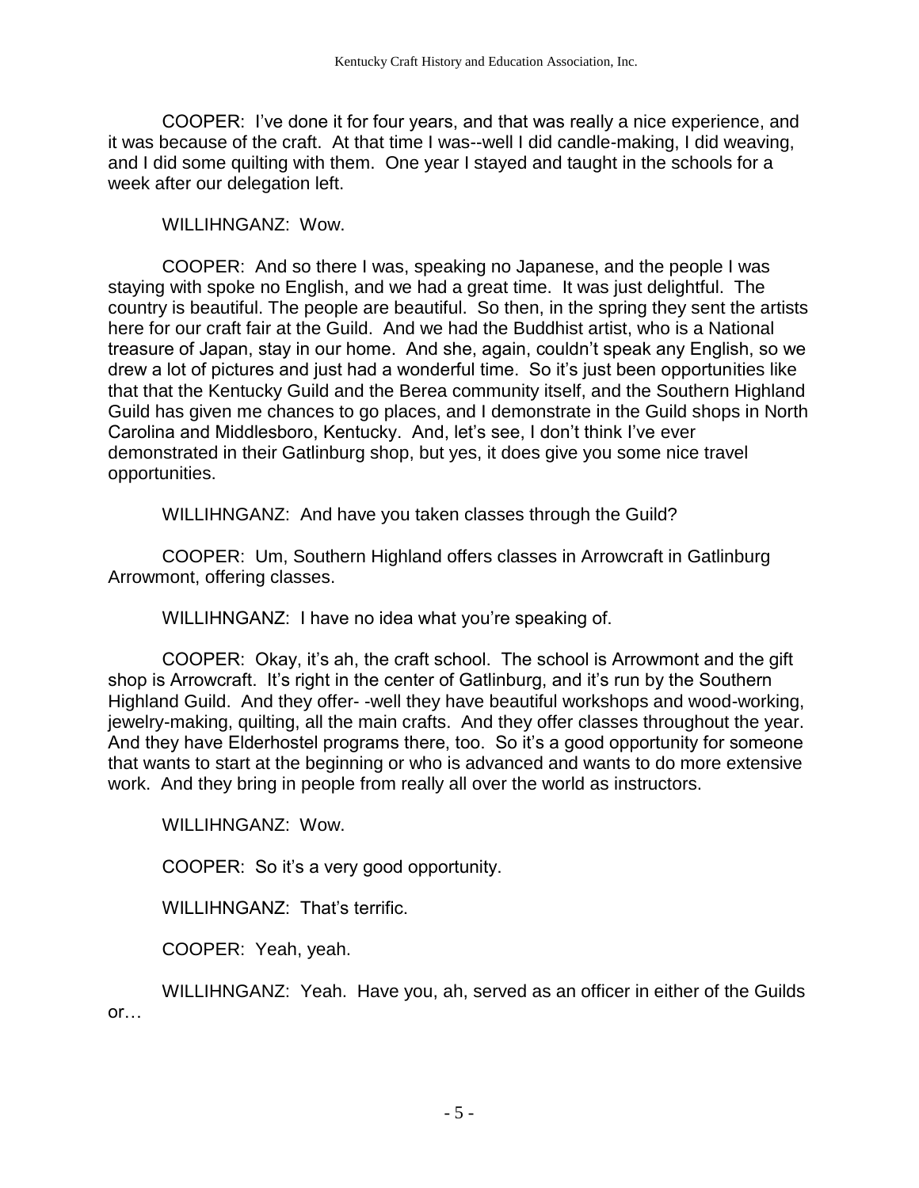COOPER: I've done it for four years, and that was really a nice experience, and it was because of the craft. At that time I was--well I did candle-making, I did weaving, and I did some quilting with them. One year I stayed and taught in the schools for a week after our delegation left.

WILLIHNGANZ: Wow.

COOPER: And so there I was, speaking no Japanese, and the people I was staying with spoke no English, and we had a great time. It was just delightful. The country is beautiful. The people are beautiful. So then, in the spring they sent the artists here for our craft fair at the Guild. And we had the Buddhist artist, who is a National treasure of Japan, stay in our home. And she, again, couldn't speak any English, so we drew a lot of pictures and just had a wonderful time. So it's just been opportunities like that that the Kentucky Guild and the Berea community itself, and the Southern Highland Guild has given me chances to go places, and I demonstrate in the Guild shops in North Carolina and Middlesboro, Kentucky. And, let's see, I don't think I've ever demonstrated in their Gatlinburg shop, but yes, it does give you some nice travel opportunities.

WILLIHNGANZ: And have you taken classes through the Guild?

COOPER: Um, Southern Highland offers classes in Arrowcraft in Gatlinburg Arrowmont, offering classes.

WILLIHNGANZ: I have no idea what you're speaking of.

COOPER: Okay, it's ah, the craft school. The school is Arrowmont and the gift shop is Arrowcraft. It's right in the center of Gatlinburg, and it's run by the Southern Highland Guild. And they offer- -well they have beautiful workshops and wood-working, jewelry-making, quilting, all the main crafts. And they offer classes throughout the year. And they have Elderhostel programs there, too. So it's a good opportunity for someone that wants to start at the beginning or who is advanced and wants to do more extensive work. And they bring in people from really all over the world as instructors.

WILLIHNGANZ: Wow.

COOPER: So it's a very good opportunity.

WILLIHNGANZ: That's terrific.

COOPER: Yeah, yeah.

WILLIHNGANZ: Yeah. Have you, ah, served as an officer in either of the Guilds or…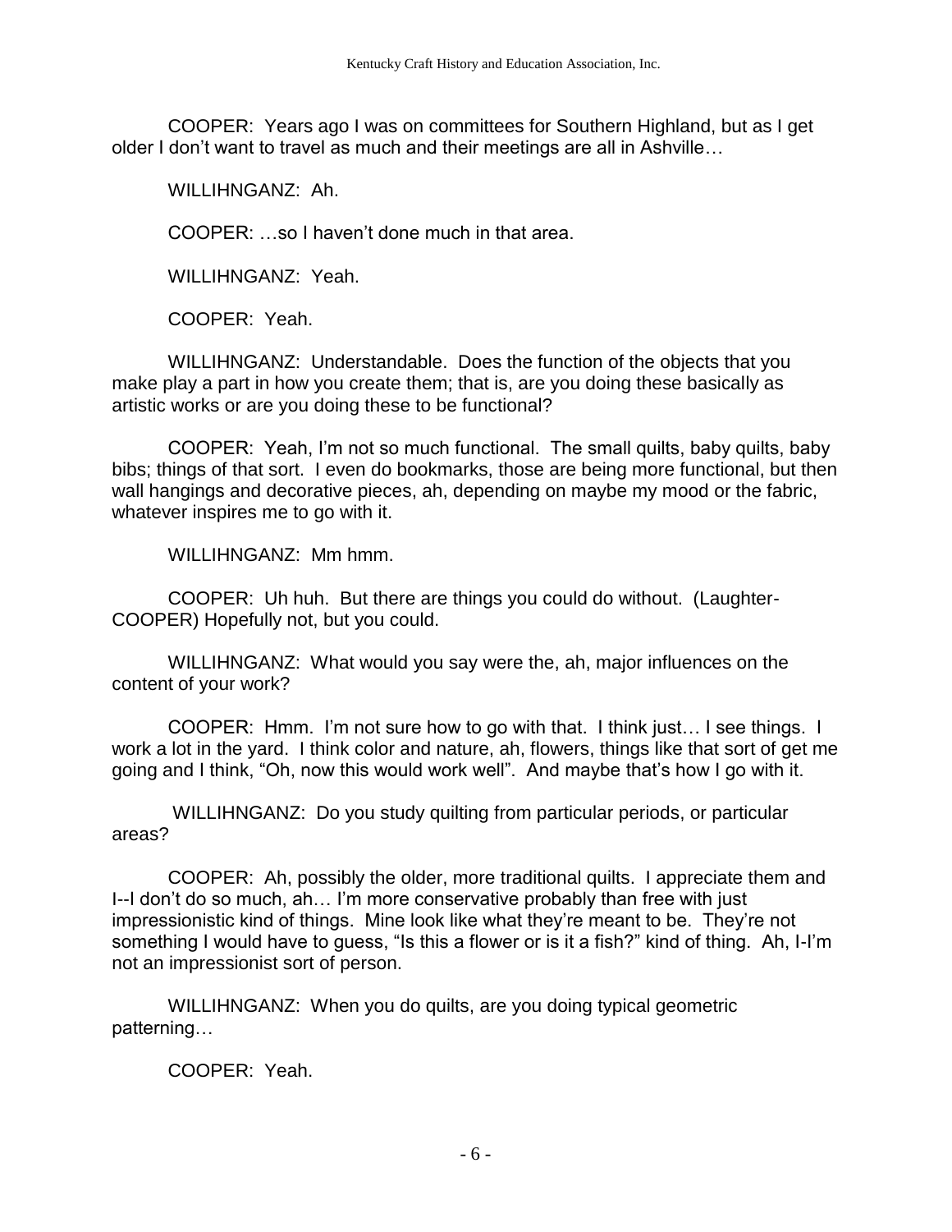COOPER: Years ago I was on committees for Southern Highland, but as I get older I don't want to travel as much and their meetings are all in Ashville…

WILLIHNGANZ: Ah.

COOPER: …so I haven't done much in that area.

WILLIHNGANZ: Yeah.

COOPER: Yeah.

WILLIHNGANZ: Understandable. Does the function of the objects that you make play a part in how you create them; that is, are you doing these basically as artistic works or are you doing these to be functional?

COOPER: Yeah, I'm not so much functional. The small quilts, baby quilts, baby bibs; things of that sort. I even do bookmarks, those are being more functional, but then wall hangings and decorative pieces, ah, depending on maybe my mood or the fabric, whatever inspires me to go with it.

WILLIHNGANZ: Mm hmm.

COOPER: Uh huh. But there are things you could do without. (Laughter-COOPER) Hopefully not, but you could.

WILLIHNGANZ: What would you say were the, ah, major influences on the content of your work?

COOPER: Hmm. I'm not sure how to go with that. I think just… I see things. I work a lot in the yard. I think color and nature, ah, flowers, things like that sort of get me going and I think, "Oh, now this would work well". And maybe that's how I go with it.

WILLIHNGANZ: Do you study quilting from particular periods, or particular areas?

COOPER: Ah, possibly the older, more traditional quilts. I appreciate them and I--I don't do so much, ah… I'm more conservative probably than free with just impressionistic kind of things. Mine look like what they're meant to be. They're not something I would have to guess, "Is this a flower or is it a fish?" kind of thing. Ah, I-I'm not an impressionist sort of person.

WILLIHNGANZ: When you do quilts, are you doing typical geometric patterning…

COOPER: Yeah.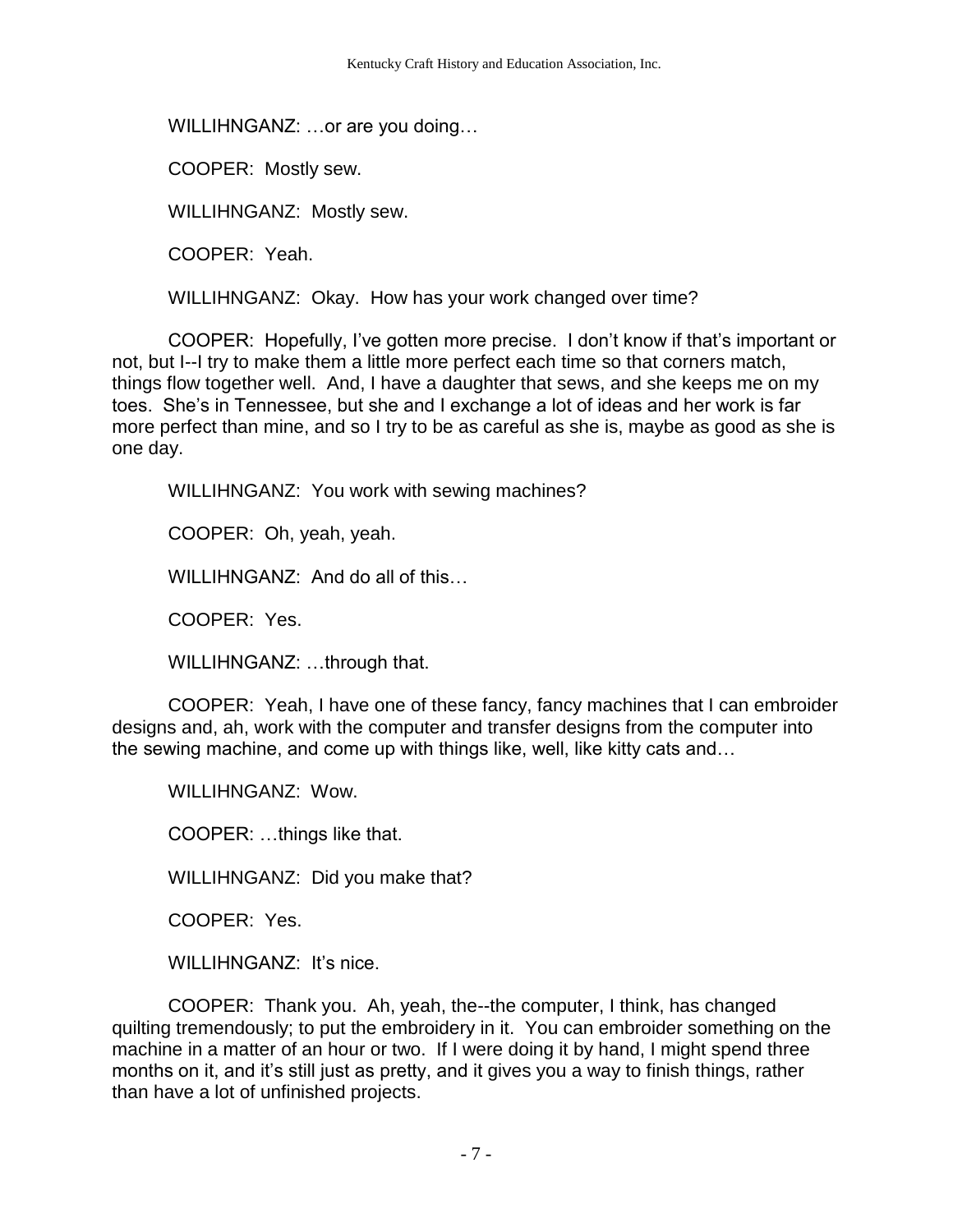WILLIHNGANZ: …or are you doing…

COOPER: Mostly sew.

WILLIHNGANZ: Mostly sew.

COOPER: Yeah.

WILLIHNGANZ: Okay. How has your work changed over time?

COOPER: Hopefully, I've gotten more precise. I don't know if that's important or not, but I--I try to make them a little more perfect each time so that corners match, things flow together well. And, I have a daughter that sews, and she keeps me on my toes. She's in Tennessee, but she and I exchange a lot of ideas and her work is far more perfect than mine, and so I try to be as careful as she is, maybe as good as she is one day.

WILLIHNGANZ: You work with sewing machines?

COOPER: Oh, yeah, yeah.

WILLIHNGANZ: And do all of this…

COOPER: Yes.

WILLIHNGANZ: …through that.

COOPER: Yeah, I have one of these fancy, fancy machines that I can embroider designs and, ah, work with the computer and transfer designs from the computer into the sewing machine, and come up with things like, well, like kitty cats and…

WILLIHNGANZ: Wow.

COOPER: …things like that.

WILLIHNGANZ: Did you make that?

COOPER: Yes.

WILLIHNGANZ: It's nice.

COOPER: Thank you. Ah, yeah, the--the computer, I think, has changed quilting tremendously; to put the embroidery in it. You can embroider something on the machine in a matter of an hour or two. If I were doing it by hand, I might spend three months on it, and it's still just as pretty, and it gives you a way to finish things, rather than have a lot of unfinished projects.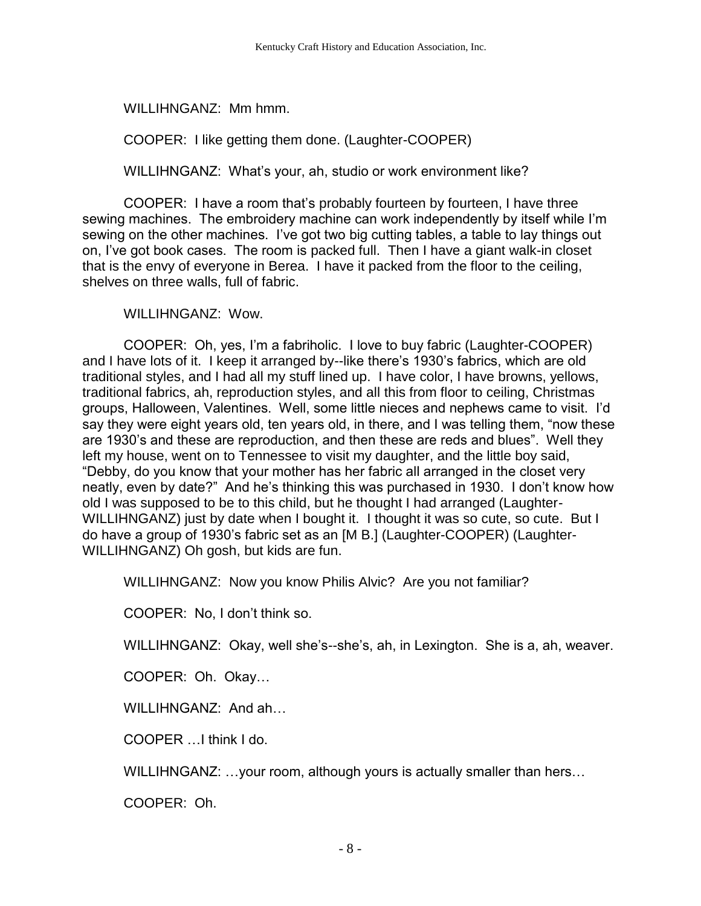WILLIHNGANZ: Mm hmm.

COOPER: I like getting them done. (Laughter-COOPER)

WILLIHNGANZ: What's your, ah, studio or work environment like?

COOPER: I have a room that's probably fourteen by fourteen, I have three sewing machines. The embroidery machine can work independently by itself while I'm sewing on the other machines. I've got two big cutting tables, a table to lay things out on, I've got book cases. The room is packed full. Then I have a giant walk-in closet that is the envy of everyone in Berea. I have it packed from the floor to the ceiling, shelves on three walls, full of fabric.

WILLIHNGANZ: Wow.

COOPER: Oh, yes, I'm a fabriholic. I love to buy fabric (Laughter-COOPER) and I have lots of it. I keep it arranged by--like there's 1930's fabrics, which are old traditional styles, and I had all my stuff lined up. I have color, I have browns, yellows, traditional fabrics, ah, reproduction styles, and all this from floor to ceiling, Christmas groups, Halloween, Valentines. Well, some little nieces and nephews came to visit. I'd say they were eight years old, ten years old, in there, and I was telling them, "now these are 1930's and these are reproduction, and then these are reds and blues". Well they left my house, went on to Tennessee to visit my daughter, and the little boy said, "Debby, do you know that your mother has her fabric all arranged in the closet very neatly, even by date?" And he's thinking this was purchased in 1930. I don't know how old I was supposed to be to this child, but he thought I had arranged (Laughter-WILLIHNGANZ) just by date when I bought it. I thought it was so cute, so cute. But I do have a group of 1930's fabric set as an [M B.] (Laughter-COOPER) (Laughter-WILLIHNGANZ) Oh gosh, but kids are fun.

WILLIHNGANZ: Now you know Philis Alvic? Are you not familiar?

COOPER: No, I don't think so.

WILLIHNGANZ: Okay, well she's--she's, ah, in Lexington. She is a, ah, weaver.

COOPER: Oh. Okay…

WILLIHNGANZ: And ah…

COOPER …I think I do.

WILLIHNGANZ: …your room, although yours is actually smaller than hers…

COOPER: Oh.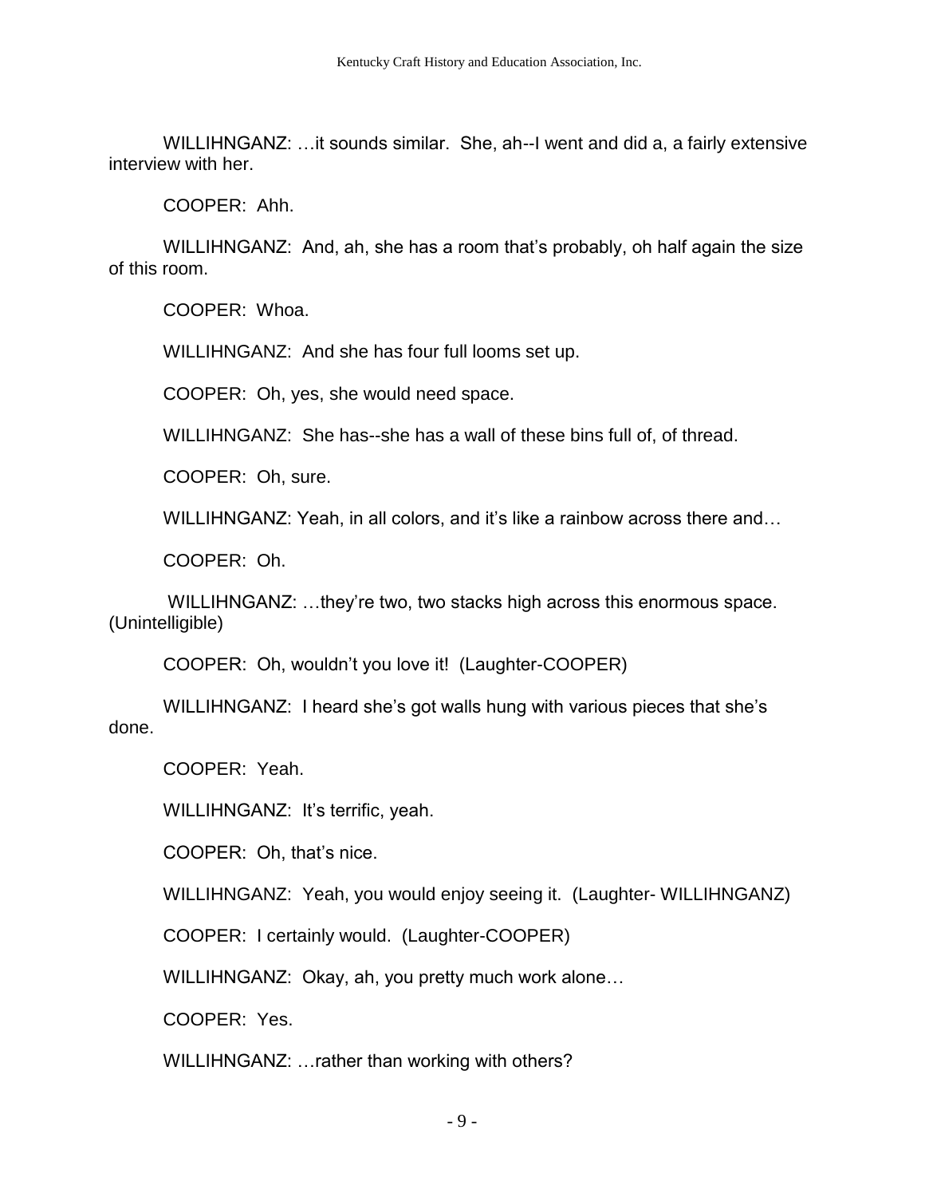WILLIHNGANZ: …it sounds similar. She, ah--I went and did a, a fairly extensive interview with her.

COOPER: Ahh.

WILLIHNGANZ: And, ah, she has a room that's probably, oh half again the size of this room.

COOPER: Whoa.

WILLIHNGANZ: And she has four full looms set up.

COOPER: Oh, yes, she would need space.

WILLIHNGANZ: She has--she has a wall of these bins full of, of thread.

COOPER: Oh, sure.

WILLIHNGANZ: Yeah, in all colors, and it's like a rainbow across there and…

COOPER: Oh.

WILLIHNGANZ: …they're two, two stacks high across this enormous space. (Unintelligible)

COOPER: Oh, wouldn't you love it! (Laughter-COOPER)

WILLIHNGANZ: I heard she's got walls hung with various pieces that she's done.

COOPER: Yeah.

WILLIHNGANZ: It's terrific, yeah.

COOPER: Oh, that's nice.

WILLIHNGANZ: Yeah, you would enjoy seeing it. (Laughter- WILLIHNGANZ)

COOPER: I certainly would. (Laughter-COOPER)

WILLIHNGANZ: Okay, ah, you pretty much work alone…

COOPER: Yes.

WILLIHNGANZ: …rather than working with others?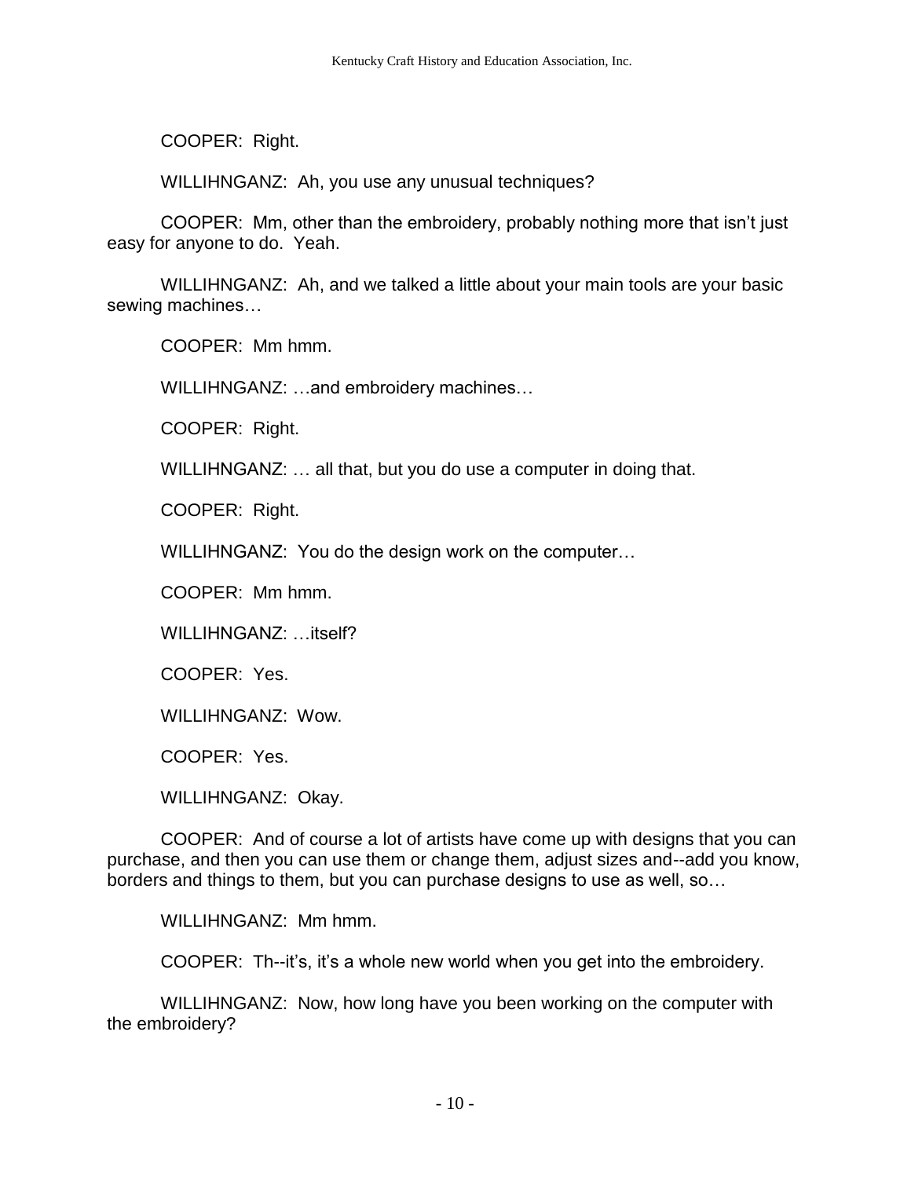COOPER: Right.

WILLIHNGANZ: Ah, you use any unusual techniques?

COOPER: Mm, other than the embroidery, probably nothing more that isn't just easy for anyone to do. Yeah.

WILLIHNGANZ: Ah, and we talked a little about your main tools are your basic sewing machines…

COOPER: Mm hmm.

WILLIHNGANZ: …and embroidery machines…

COOPER: Right.

WILLIHNGANZ: … all that, but you do use a computer in doing that.

COOPER: Right.

WILLIHNGANZ: You do the design work on the computer…

COOPER: Mm hmm.

WILLIHNGANZ: …itself?

COOPER: Yes.

WILLIHNGANZ: Wow.

COOPER: Yes.

WILLIHNGANZ: Okay.

COOPER: And of course a lot of artists have come up with designs that you can purchase, and then you can use them or change them, adjust sizes and--add you know, borders and things to them, but you can purchase designs to use as well, so…

WILLIHNGANZ: Mm hmm.

COOPER: Th--it's, it's a whole new world when you get into the embroidery.

WILLIHNGANZ: Now, how long have you been working on the computer with the embroidery?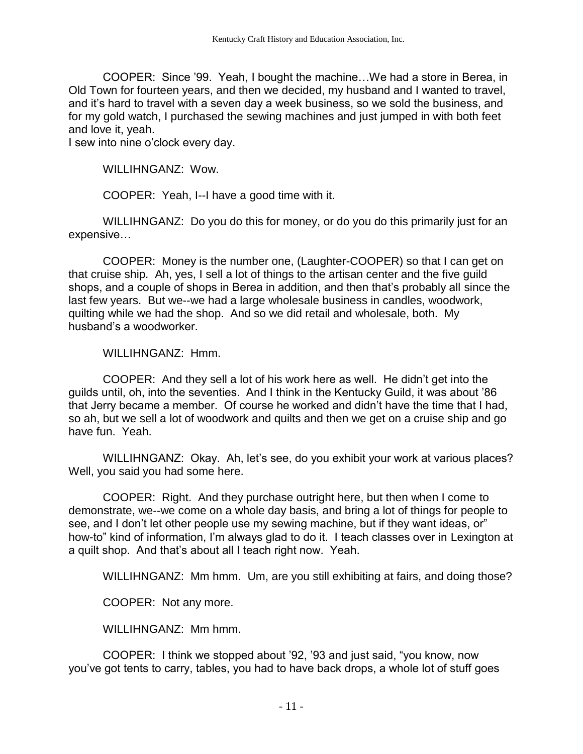COOPER: Since '99. Yeah, I bought the machine…We had a store in Berea, in Old Town for fourteen years, and then we decided, my husband and I wanted to travel, and it's hard to travel with a seven day a week business, so we sold the business, and for my gold watch, I purchased the sewing machines and just jumped in with both feet and love it, yeah.
I sew into nine o'clock every day.

WILLIHNGANZ: Wow.

COOPER: Yeah, I--I have a good time with it.

WILLIHNGANZ: Do you do this for money, or do you do this primarily just for an expensive…

COOPER: Money is the number one, (Laughter-COOPER) so that I can get on that cruise ship. Ah, yes, I sell a lot of things to the artisan center and the five guild shops, and a couple of shops in Berea in addition, and then that's probably all since the last few years. But we--we had a large wholesale business in candles, woodwork, quilting while we had the shop. And so we did retail and wholesale, both. My husband's a woodworker.

WILLIHNGANZ: Hmm.

COOPER: And they sell a lot of his work here as well. He didn't get into the guilds until, oh, into the seventies. And I think in the Kentucky Guild, it was about '86 that Jerry became a member. Of course he worked and didn't have the time that I had, so ah, but we sell a lot of woodwork and quilts and then we get on a cruise ship and go have fun. Yeah.

WILLIHNGANZ: Okay. Ah, let's see, do you exhibit your work at various places? Well, you said you had some here.

COOPER: Right. And they purchase outright here, but then when I come to demonstrate, we--we come on a whole day basis, and bring a lot of things for people to see, and I don't let other people use my sewing machine, but if they want ideas, or" how-to" kind of information, I'm always glad to do it. I teach classes over in Lexington at a quilt shop. And that's about all I teach right now. Yeah.

WILLIHNGANZ: Mm hmm. Um, are you still exhibiting at fairs, and doing those?

COOPER: Not any more.

WILLIHNGANZ: Mm hmm.

COOPER: I think we stopped about '92, '93 and just said, "you know, now you've got tents to carry, tables, you had to have back drops, a whole lot of stuff goes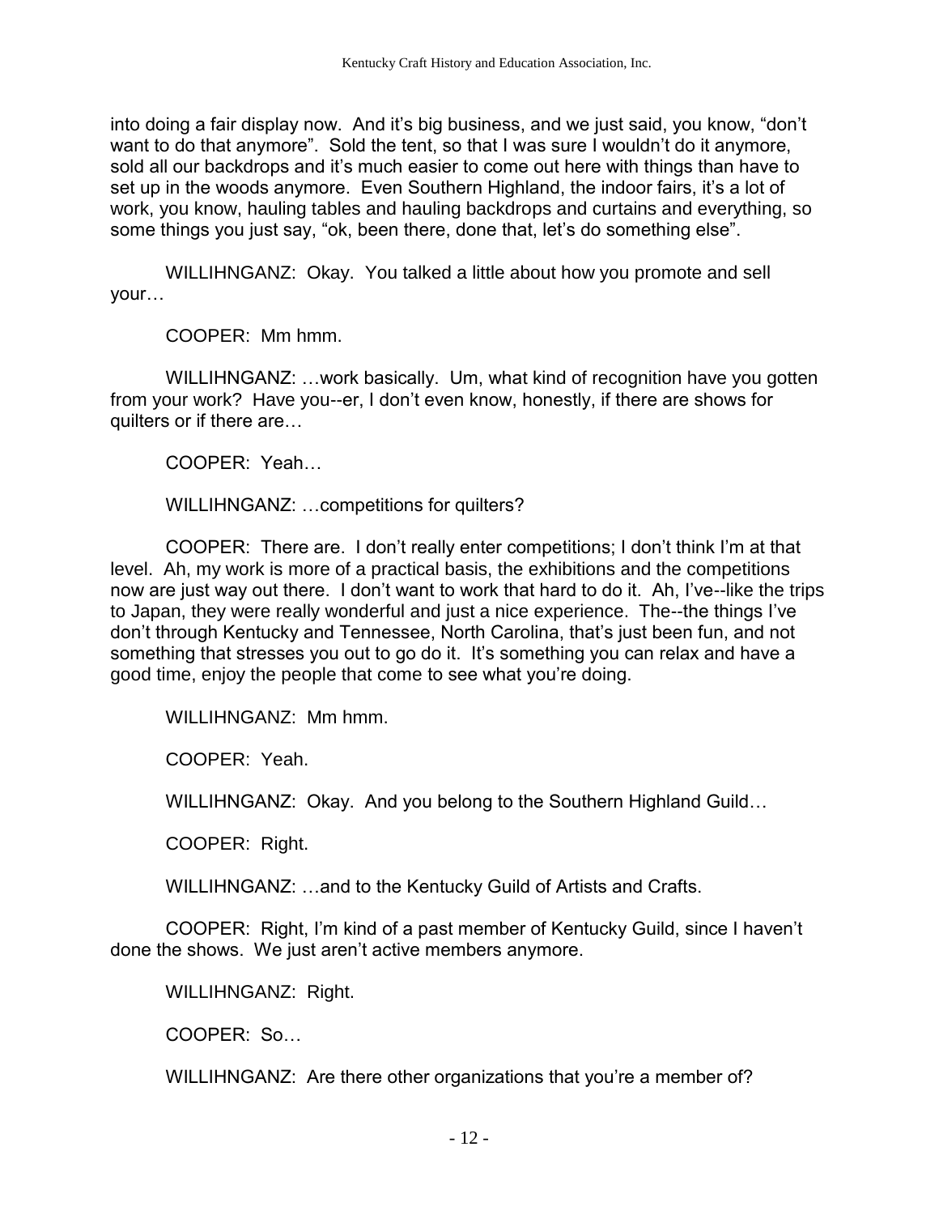into doing a fair display now. And it's big business, and we just said, you know, "don't want to do that anymore". Sold the tent, so that I was sure I wouldn't do it anymore, sold all our backdrops and it's much easier to come out here with things than have to set up in the woods anymore. Even Southern Highland, the indoor fairs, it's a lot of work, you know, hauling tables and hauling backdrops and curtains and everything, so some things you just say, "ok, been there, done that, let's do something else".

WILLIHNGANZ: Okay. You talked a little about how you promote and sell your…

COOPER: Mm hmm.

WILLIHNGANZ: …work basically. Um, what kind of recognition have you gotten from your work? Have you--er, I don't even know, honestly, if there are shows for quilters or if there are…

COOPER: Yeah…

WILLIHNGANZ: …competitions for quilters?

COOPER: There are. I don't really enter competitions; I don't think I'm at that level. Ah, my work is more of a practical basis, the exhibitions and the competitions now are just way out there. I don't want to work that hard to do it. Ah, I've--like the trips to Japan, they were really wonderful and just a nice experience. The--the things I've don't through Kentucky and Tennessee, North Carolina, that's just been fun, and not something that stresses you out to go do it. It's something you can relax and have a good time, enjoy the people that come to see what you're doing.

WILLIHNGANZ: Mm hmm.

COOPER: Yeah.

WILLIHNGANZ: Okay. And you belong to the Southern Highland Guild…

COOPER: Right.

WILLIHNGANZ: …and to the Kentucky Guild of Artists and Crafts.

COOPER: Right, I'm kind of a past member of Kentucky Guild, since I haven't done the shows. We just aren't active members anymore.

WILLIHNGANZ: Right.

COOPER: So…

WILLIHNGANZ: Are there other organizations that you're a member of?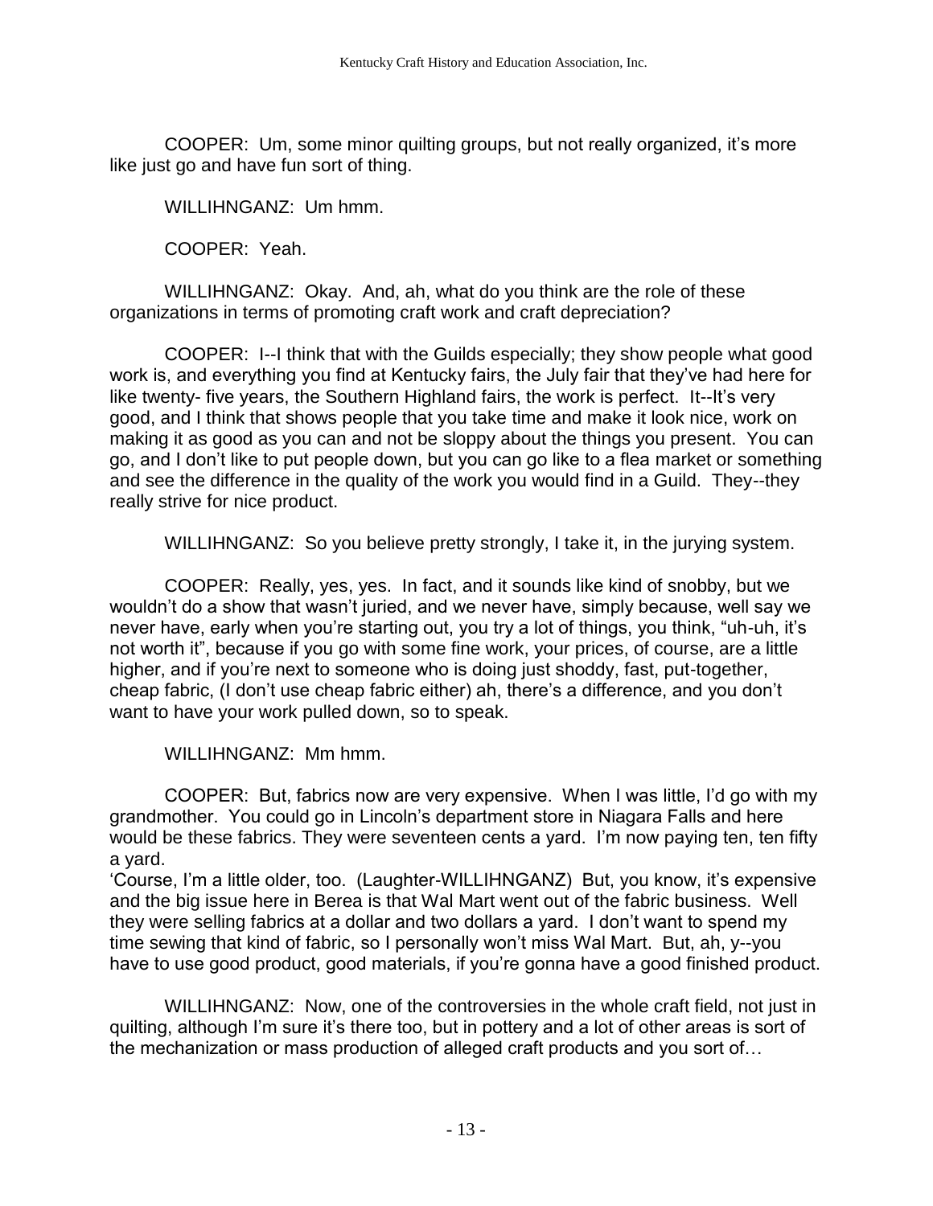COOPER: Um, some minor quilting groups, but not really organized, it's more like just go and have fun sort of thing.

WILLIHNGANZ: Um hmm.

COOPER: Yeah.

WILLIHNGANZ: Okay. And, ah, what do you think are the role of these organizations in terms of promoting craft work and craft depreciation?

COOPER: I--I think that with the Guilds especially; they show people what good work is, and everything you find at Kentucky fairs, the July fair that they've had here for like twenty- five years, the Southern Highland fairs, the work is perfect. It--It's very good, and I think that shows people that you take time and make it look nice, work on making it as good as you can and not be sloppy about the things you present. You can go, and I don't like to put people down, but you can go like to a flea market or something and see the difference in the quality of the work you would find in a Guild. They--they really strive for nice product.

WILLIHNGANZ: So you believe pretty strongly, I take it, in the jurying system.

COOPER: Really, yes, yes. In fact, and it sounds like kind of snobby, but we wouldn't do a show that wasn't juried, and we never have, simply because, well say we never have, early when you're starting out, you try a lot of things, you think, "uh-uh, it's not worth it", because if you go with some fine work, your prices, of course, are a little higher, and if you're next to someone who is doing just shoddy, fast, put-together, cheap fabric, (I don't use cheap fabric either) ah, there's a difference, and you don't want to have your work pulled down, so to speak.

WILLIHNGANZ: Mm hmm.

COOPER: But, fabrics now are very expensive. When I was little, I'd go with my grandmother. You could go in Lincoln's department store in Niagara Falls and here would be these fabrics. They were seventeen cents a yard. I'm now paying ten, ten fifty a yard.
'Course, I'm a little older, too. (Laughter-WILLIHNGANZ) But, you know, it's expensive and the big issue here in Berea is that Wal Mart went out of the fabric business. Well they were selling fabrics at a dollar and two dollars a yard. I don't want to spend my time sewing that kind of fabric, so I personally won't miss Wal Mart. But, ah, y--you have to use good product, good materials, if you're gonna have a good finished product.

WILLIHNGANZ: Now, one of the controversies in the whole craft field, not just in quilting, although I'm sure it's there too, but in pottery and a lot of other areas is sort of the mechanization or mass production of alleged craft products and you sort of…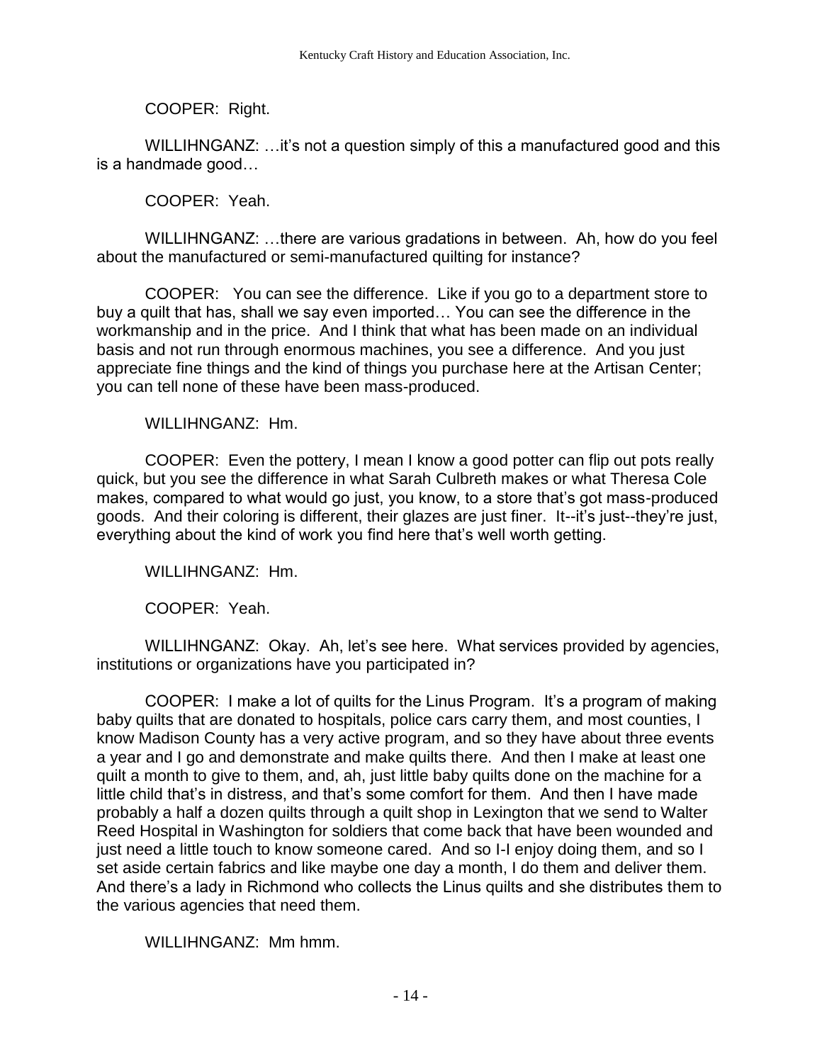COOPER: Right.

WILLIHNGANZ: …it's not a question simply of this a manufactured good and this is a handmade good…

COOPER: Yeah.

WILLIHNGANZ: …there are various gradations in between. Ah, how do you feel about the manufactured or semi-manufactured quilting for instance?

COOPER: You can see the difference. Like if you go to a department store to buy a quilt that has, shall we say even imported… You can see the difference in the workmanship and in the price. And I think that what has been made on an individual basis and not run through enormous machines, you see a difference. And you just appreciate fine things and the kind of things you purchase here at the Artisan Center; you can tell none of these have been mass-produced.

WILLIHNGANZ: Hm.

COOPER: Even the pottery, I mean I know a good potter can flip out pots really quick, but you see the difference in what Sarah Culbreth makes or what Theresa Cole makes, compared to what would go just, you know, to a store that's got mass-produced goods. And their coloring is different, their glazes are just finer. It--it's just--they're just, everything about the kind of work you find here that's well worth getting.

WILLIHNGANZ: Hm.

COOPER: Yeah.

WILLIHNGANZ: Okay. Ah, let's see here. What services provided by agencies, institutions or organizations have you participated in?

COOPER: I make a lot of quilts for the Linus Program. It's a program of making baby quilts that are donated to hospitals, police cars carry them, and most counties, I know Madison County has a very active program, and so they have about three events a year and I go and demonstrate and make quilts there. And then I make at least one quilt a month to give to them, and, ah, just little baby quilts done on the machine for a little child that's in distress, and that's some comfort for them. And then I have made probably a half a dozen quilts through a quilt shop in Lexington that we send to Walter Reed Hospital in Washington for soldiers that come back that have been wounded and just need a little touch to know someone cared. And so I-I enjoy doing them, and so I set aside certain fabrics and like maybe one day a month, I do them and deliver them. And there's a lady in Richmond who collects the Linus quilts and she distributes them to the various agencies that need them.

WILLIHNGANZ: Mm hmm.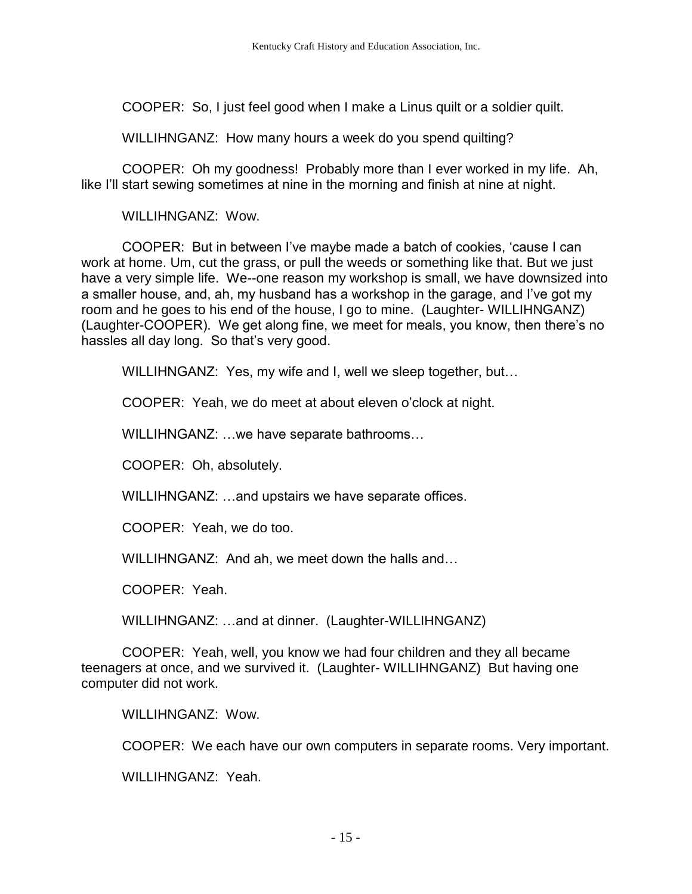COOPER: So, I just feel good when I make a Linus quilt or a soldier quilt.

WILLIHNGANZ: How many hours a week do you spend quilting?

COOPER: Oh my goodness! Probably more than I ever worked in my life. Ah, like I'll start sewing sometimes at nine in the morning and finish at nine at night.

WILLIHNGANZ: Wow.

COOPER: But in between I've maybe made a batch of cookies, 'cause I can work at home. Um, cut the grass, or pull the weeds or something like that. But we just have a very simple life. We--one reason my workshop is small, we have downsized into a smaller house, and, ah, my husband has a workshop in the garage, and I've got my room and he goes to his end of the house, I go to mine. (Laughter- WILLIHNGANZ) (Laughter-COOPER). We get along fine, we meet for meals, you know, then there's no hassles all day long. So that's very good.

WILLIHNGANZ: Yes, my wife and I, well we sleep together, but…

COOPER: Yeah, we do meet at about eleven o'clock at night.

WILLIHNGANZ: …we have separate bathrooms…

COOPER: Oh, absolutely.

WILLIHNGANZ: …and upstairs we have separate offices.

COOPER: Yeah, we do too.

WILLIHNGANZ: And ah, we meet down the halls and…

COOPER: Yeah.

WILLIHNGANZ: …and at dinner. (Laughter-WILLIHNGANZ)

COOPER: Yeah, well, you know we had four children and they all became teenagers at once, and we survived it. (Laughter- WILLIHNGANZ) But having one computer did not work.

WILLIHNGANZ: Wow.

COOPER: We each have our own computers in separate rooms. Very important.

WILLIHNGANZ: Yeah.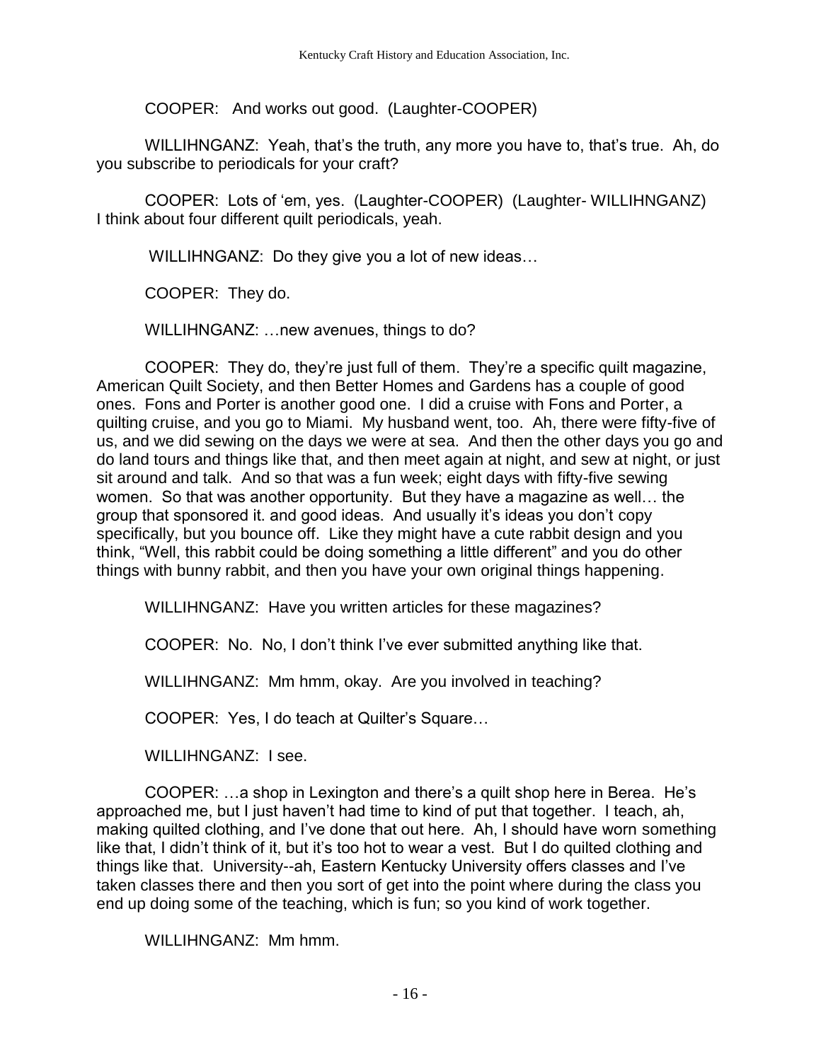COOPER: And works out good. (Laughter-COOPER)

WILLIHNGANZ: Yeah, that's the truth, any more you have to, that's true. Ah, do you subscribe to periodicals for your craft?

COOPER: Lots of 'em, yes. (Laughter-COOPER) (Laughter- WILLIHNGANZ) I think about four different quilt periodicals, yeah.

WILLIHNGANZ: Do they give you a lot of new ideas…

COOPER: They do.

WILLIHNGANZ: …new avenues, things to do?

COOPER: They do, they're just full of them. They're a specific quilt magazine, American Quilt Society, and then Better Homes and Gardens has a couple of good ones. Fons and Porter is another good one. I did a cruise with Fons and Porter, a quilting cruise, and you go to Miami. My husband went, too. Ah, there were fifty-five of us, and we did sewing on the days we were at sea. And then the other days you go and do land tours and things like that, and then meet again at night, and sew at night, or just sit around and talk. And so that was a fun week; eight days with fifty-five sewing women. So that was another opportunity. But they have a magazine as well… the group that sponsored it. and good ideas. And usually it's ideas you don't copy specifically, but you bounce off. Like they might have a cute rabbit design and you think, "Well, this rabbit could be doing something a little different" and you do other things with bunny rabbit, and then you have your own original things happening.

WILLIHNGANZ: Have you written articles for these magazines?

COOPER: No. No, I don't think I've ever submitted anything like that.

WILLIHNGANZ: Mm hmm, okay. Are you involved in teaching?

COOPER: Yes, I do teach at Quilter's Square…

WILLIHNGANZ: I see.

COOPER: …a shop in Lexington and there's a quilt shop here in Berea. He's approached me, but I just haven't had time to kind of put that together. I teach, ah, making quilted clothing, and I've done that out here. Ah, I should have worn something like that, I didn't think of it, but it's too hot to wear a vest. But I do quilted clothing and things like that. University--ah, Eastern Kentucky University offers classes and I've taken classes there and then you sort of get into the point where during the class you end up doing some of the teaching, which is fun; so you kind of work together.

WILLIHNGANZ: Mm hmm.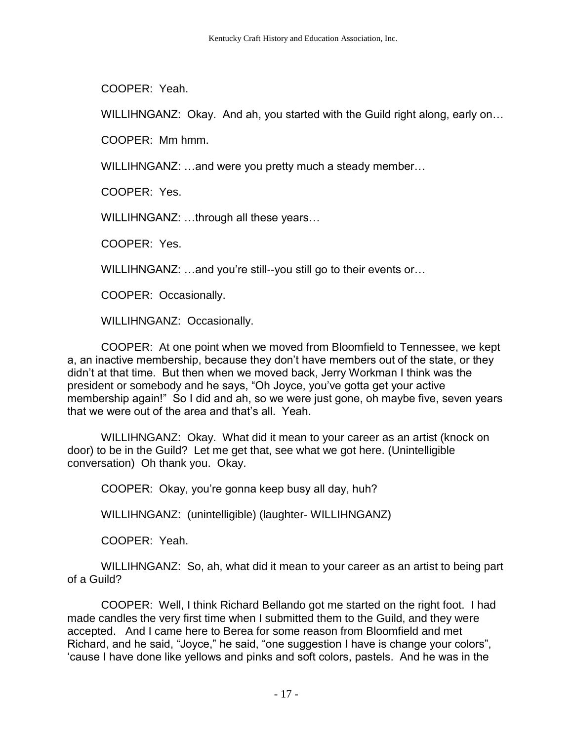COOPER: Yeah.

WILLIHNGANZ: Okay. And ah, you started with the Guild right along, early on…

COOPER: Mm hmm.

WILLIHNGANZ: …and were you pretty much a steady member…

COOPER: Yes.

WILLIHNGANZ: …through all these years…

COOPER: Yes.

WILLIHNGANZ: …and you're still--you still go to their events or…

COOPER: Occasionally.

WILLIHNGANZ: Occasionally.

COOPER: At one point when we moved from Bloomfield to Tennessee, we kept a, an inactive membership, because they don't have members out of the state, or they didn't at that time. But then when we moved back, Jerry Workman I think was the president or somebody and he says, "Oh Joyce, you've gotta get your active membership again!" So I did and ah, so we were just gone, oh maybe five, seven years that we were out of the area and that's all. Yeah.

WILLIHNGANZ: Okay. What did it mean to your career as an artist (knock on door) to be in the Guild? Let me get that, see what we got here. (Unintelligible conversation) Oh thank you. Okay.

COOPER: Okay, you're gonna keep busy all day, huh?

WILLIHNGANZ: (unintelligible) (laughter- WILLIHNGANZ)

COOPER: Yeah.

WILLIHNGANZ: So, ah, what did it mean to your career as an artist to being part of a Guild?

COOPER: Well, I think Richard Bellando got me started on the right foot. I had made candles the very first time when I submitted them to the Guild, and they were accepted. And I came here to Berea for some reason from Bloomfield and met Richard, and he said, "Joyce," he said, "one suggestion I have is change your colors", 'cause I have done like yellows and pinks and soft colors, pastels. And he was in the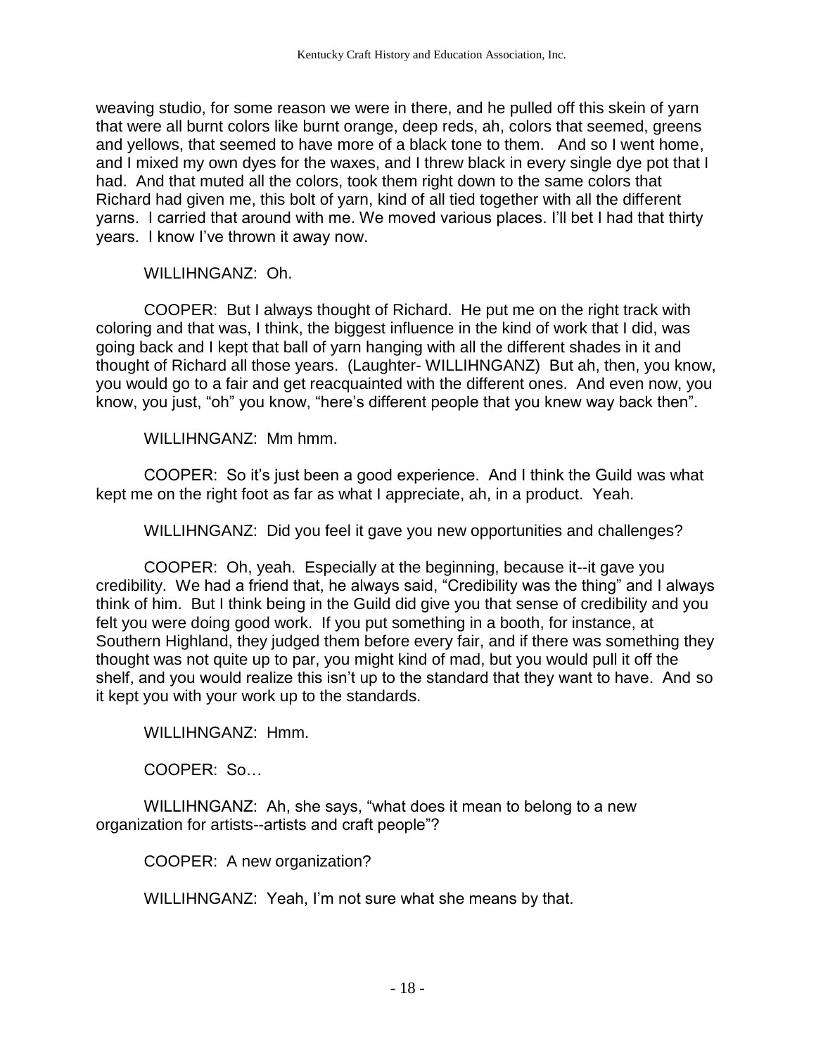weaving studio, for some reason we were in there, and he pulled off this skein of yarn that were all burnt colors like burnt orange, deep reds, ah, colors that seemed, greens and yellows, that seemed to have more of a black tone to them. And so I went home, and I mixed my own dyes for the waxes, and I threw black in every single dye pot that I had. And that muted all the colors, took them right down to the same colors that Richard had given me, this bolt of yarn, kind of all tied together with all the different yarns. I carried that around with me. We moved various places. I'll bet I had that thirty years. I know I've thrown it away now.

WILLIHNGANZ: Oh.

COOPER: But I always thought of Richard. He put me on the right track with coloring and that was, I think, the biggest influence in the kind of work that I did, was going back and I kept that ball of yarn hanging with all the different shades in it and thought of Richard all those years. (Laughter- WILLIHNGANZ) But ah, then, you know, you would go to a fair and get reacquainted with the different ones. And even now, you know, you just, "oh" you know, "here's different people that you knew way back then".

WILLIHNGANZ: Mm hmm.

COOPER: So it's just been a good experience. And I think the Guild was what kept me on the right foot as far as what I appreciate, ah, in a product. Yeah.

WILLIHNGANZ: Did you feel it gave you new opportunities and challenges?

COOPER: Oh, yeah. Especially at the beginning, because it--it gave you credibility. We had a friend that, he always said, "Credibility was the thing" and I always think of him. But I think being in the Guild did give you that sense of credibility and you felt you were doing good work. If you put something in a booth, for instance, at Southern Highland, they judged them before every fair, and if there was something they thought was not quite up to par, you might kind of mad, but you would pull it off the shelf, and you would realize this isn't up to the standard that they want to have. And so it kept you with your work up to the standards.

WILLIHNGANZ: Hmm.

COOPER: So…

WILLIHNGANZ: Ah, she says, "what does it mean to belong to a new organization for artists--artists and craft people"?

COOPER: A new organization?

WILLIHNGANZ: Yeah, I'm not sure what she means by that.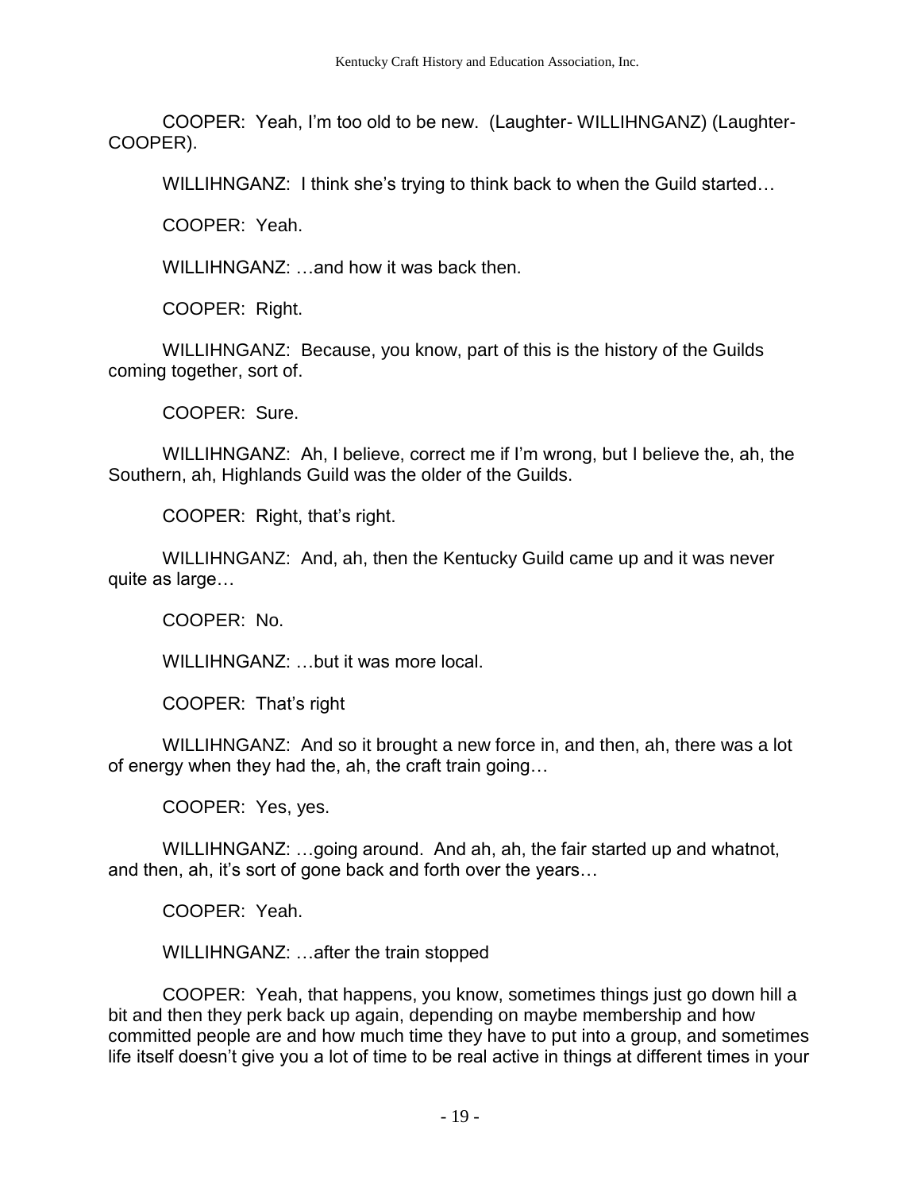COOPER: Yeah, I'm too old to be new. (Laughter- WILLIHNGANZ) (Laughter- COOPER).

WILLIHNGANZ: I think she's trying to think back to when the Guild started…

COOPER: Yeah.

WILLIHNGANZ: …and how it was back then.

COOPER: Right.

WILLIHNGANZ: Because, you know, part of this is the history of the Guilds coming together, sort of.

COOPER: Sure.

WILLIHNGANZ: Ah, I believe, correct me if I'm wrong, but I believe the, ah, the Southern, ah, Highlands Guild was the older of the Guilds.

COOPER: Right, that's right.

WILLIHNGANZ: And, ah, then the Kentucky Guild came up and it was never quite as large…

COOPER: No.

WILLIHNGANZ: …but it was more local.

COOPER: That's right

WILLIHNGANZ: And so it brought a new force in, and then, ah, there was a lot of energy when they had the, ah, the craft train going…

COOPER: Yes, yes.

WILLIHNGANZ: …going around. And ah, ah, the fair started up and whatnot, and then, ah, it's sort of gone back and forth over the years…

COOPER: Yeah.

WILLIHNGANZ: …after the train stopped

COOPER: Yeah, that happens, you know, sometimes things just go down hill a bit and then they perk back up again, depending on maybe membership and how committed people are and how much time they have to put into a group, and sometimes life itself doesn't give you a lot of time to be real active in things at different times in your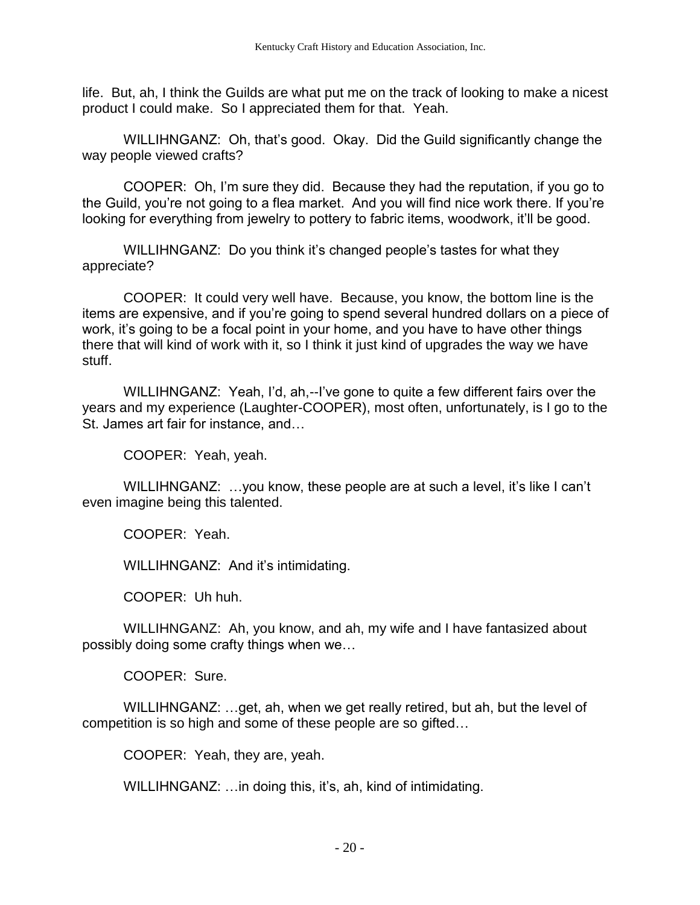life. But, ah, I think the Guilds are what put me on the track of looking to make a nicest product I could make. So I appreciated them for that. Yeah.

WILLIHNGANZ: Oh, that's good. Okay. Did the Guild significantly change the way people viewed crafts?

COOPER: Oh, I'm sure they did. Because they had the reputation, if you go to the Guild, you're not going to a flea market. And you will find nice work there. If you're looking for everything from jewelry to pottery to fabric items, woodwork, it'll be good.

WILLIHNGANZ: Do you think it's changed people's tastes for what they appreciate?

COOPER: It could very well have. Because, you know, the bottom line is the items are expensive, and if you're going to spend several hundred dollars on a piece of work, it's going to be a focal point in your home, and you have to have other things there that will kind of work with it, so I think it just kind of upgrades the way we have stuff.

WILLIHNGANZ: Yeah, I'd, ah,--I've gone to quite a few different fairs over the years and my experience (Laughter-COOPER), most often, unfortunately, is I go to the St. James art fair for instance, and…

COOPER: Yeah, yeah.

WILLIHNGANZ: …you know, these people are at such a level, it's like I can't even imagine being this talented.

COOPER: Yeah.

WILLIHNGANZ: And it's intimidating.

COOPER: Uh huh.

WILLIHNGANZ: Ah, you know, and ah, my wife and I have fantasized about possibly doing some crafty things when we…

COOPER: Sure.

WILLIHNGANZ: …get, ah, when we get really retired, but ah, but the level of competition is so high and some of these people are so gifted…

COOPER: Yeah, they are, yeah.

WILLIHNGANZ: …in doing this, it's, ah, kind of intimidating.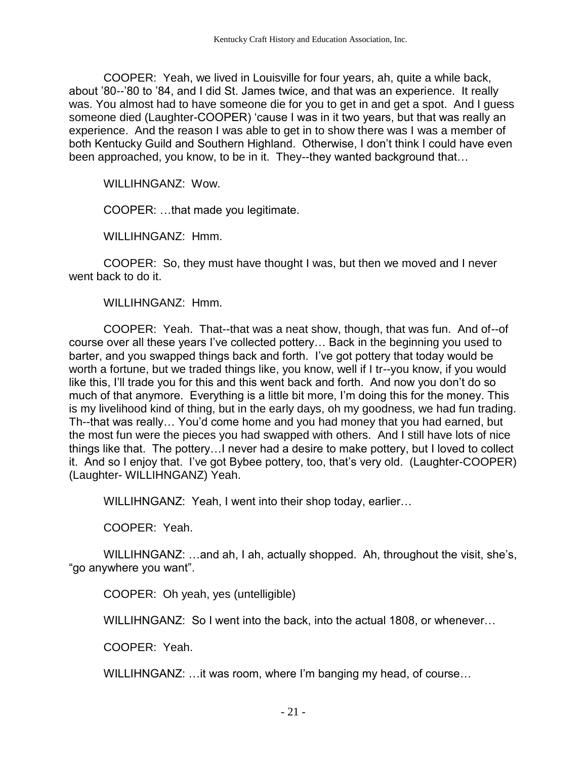COOPER: Yeah, we lived in Louisville for four years, ah, quite a while back, about '80--'80 to '84, and I did St. James twice, and that was an experience. It really was. You almost had to have someone die for you to get in and get a spot. And I guess someone died (Laughter-COOPER) 'cause I was in it two years, but that was really an experience. And the reason I was able to get in to show there was I was a member of both Kentucky Guild and Southern Highland. Otherwise, I don't think I could have even been approached, you know, to be in it. They--they wanted background that…

WILLIHNGANZ: Wow.

COOPER: …that made you legitimate.

WILLIHNGANZ: Hmm.

COOPER: So, they must have thought I was, but then we moved and I never went back to do it.

WILLIHNGANZ: Hmm.

COOPER: Yeah. That--that was a neat show, though, that was fun. And of--of course over all these years I've collected pottery… Back in the beginning you used to barter, and you swapped things back and forth. I've got pottery that today would be worth a fortune, but we traded things like, you know, well if I tr--you know, if you would like this, I'll trade you for this and this went back and forth. And now you don't do so much of that anymore. Everything is a little bit more, I'm doing this for the money. This is my livelihood kind of thing, but in the early days, oh my goodness, we had fun trading. Th--that was really… You'd come home and you had money that you had earned, but the most fun were the pieces you had swapped with others. And I still have lots of nice things like that. The pottery…I never had a desire to make pottery, but I loved to collect it. And so I enjoy that. I've got Bybee pottery, too, that's very old. (Laughter-COOPER) (Laughter- WILLIHNGANZ) Yeah.

WILLIHNGANZ: Yeah, I went into their shop today, earlier…

COOPER: Yeah.

WILLIHNGANZ: …and ah, I ah, actually shopped. Ah, throughout the visit, she's, "go anywhere you want".

COOPER: Oh yeah, yes (unintelligible)

WILLIHNGANZ: So I went into the back, into the actual 1808, or whenever…

COOPER: Yeah.

WILLIHNGANZ: …it was room, where I'm banging my head, of course…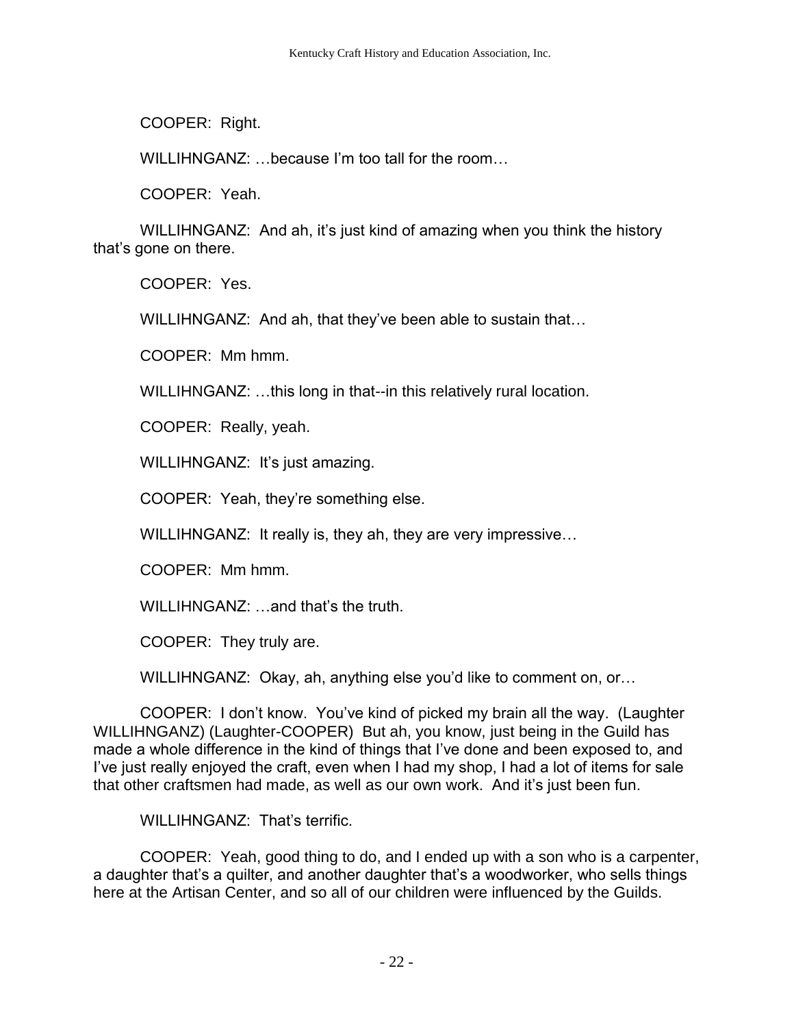COOPER: Right.

WILLIHNGANZ: …because I'm too tall for the room…

COOPER: Yeah.

WILLIHNGANZ: And ah, it's just kind of amazing when you think the history that's gone on there.

COOPER: Yes.

WILLIHNGANZ: And ah, that they've been able to sustain that…

COOPER: Mm hmm.

WILLIHNGANZ: …this long in that--in this relatively rural location.

COOPER: Really, yeah.

WILLIHNGANZ: It's just amazing.

COOPER: Yeah, they're something else.

WILLIHNGANZ: It really is, they ah, they are very impressive…

COOPER: Mm hmm.

WILLIHNGANZ: …and that's the truth.

COOPER: They truly are.

WILLIHNGANZ: Okay, ah, anything else you'd like to comment on, or…

COOPER: I don't know. You've kind of picked my brain all the way. (Laughter WILLIHNGANZ) (Laughter-COOPER) But ah, you know, just being in the Guild has made a whole difference in the kind of things that I've done and been exposed to, and I've just really enjoyed the craft, even when I had my shop, I had a lot of items for sale that other craftsmen had made, as well as our own work. And it's just been fun.

WILLIHNGANZ: That's terrific.

COOPER: Yeah, good thing to do, and I ended up with a son who is a carpenter, a daughter that's a quilter, and another daughter that's a woodworker, who sells things here at the Artisan Center, and so all of our children were influenced by the Guilds.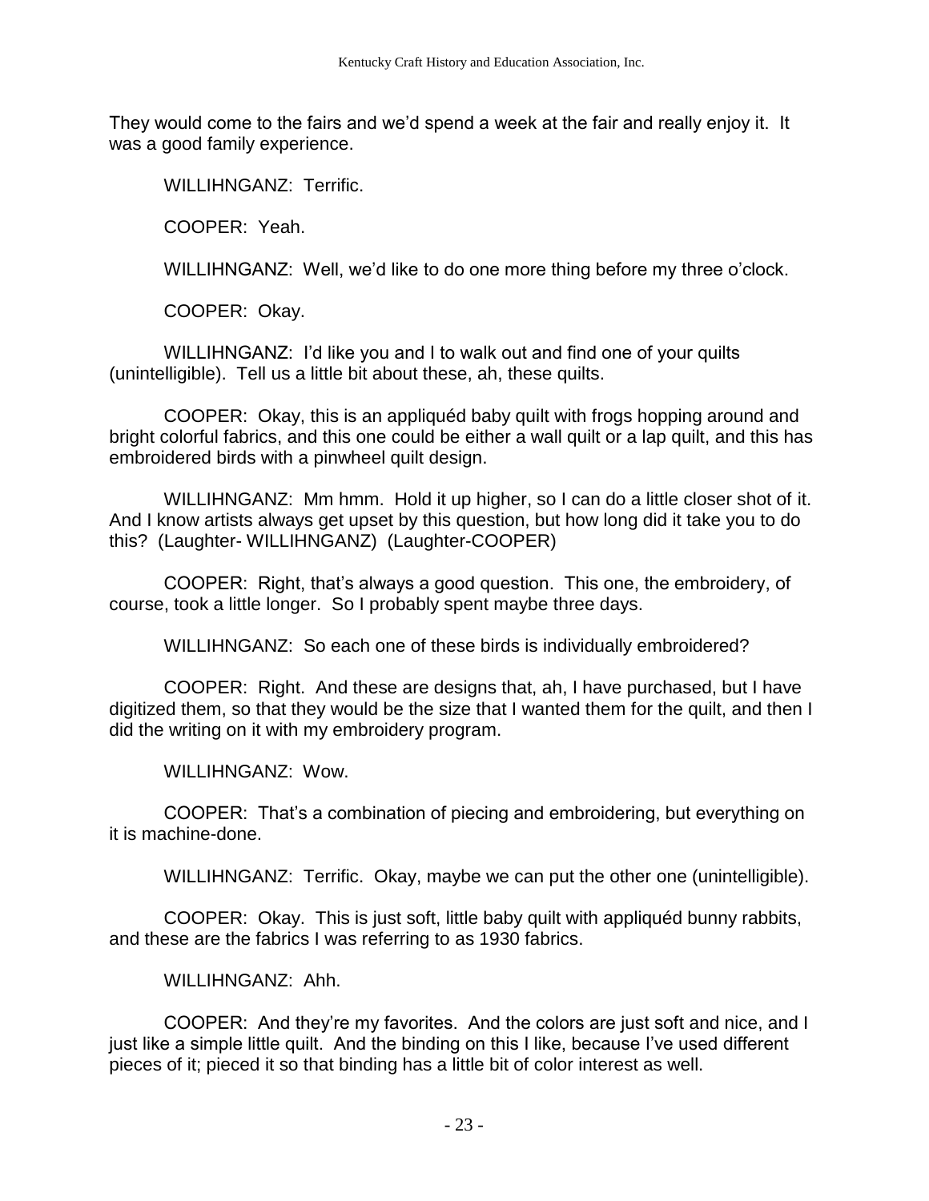They would come to the fairs and we'd spend a week at the fair and really enjoy it. It was a good family experience.

WILLIHNGANZ: Terrific.

COOPER: Yeah.

WILLIHNGANZ: Well, we'd like to do one more thing before my three o'clock.

COOPER: Okay.

WILLIHNGANZ: I'd like you and I to walk out and find one of your quilts (unintelligible). Tell us a little bit about these, ah, these quilts.

COOPER: Okay, this is an appliquéd baby quilt with frogs hopping around and bright colorful fabrics, and this one could be either a wall quilt or a lap quilt, and this has embroidered birds with a pinwheel quilt design.

WILLIHNGANZ: Mm hmm. Hold it up higher, so I can do a little closer shot of it. And I know artists always get upset by this question, but how long did it take you to do this? (Laughter- WILLIHNGANZ) (Laughter-COOPER)

COOPER: Right, that's always a good question. This one, the embroidery, of course, took a little longer. So I probably spent maybe three days.

WILLIHNGANZ: So each one of these birds is individually embroidered?

COOPER: Right. And these are designs that, ah, I have purchased, but I have digitized them, so that they would be the size that I wanted them for the quilt, and then I did the writing on it with my embroidery program.

WILLIHNGANZ: Wow.

COOPER: That's a combination of piecing and embroidering, but everything on it is machine-done.

WILLIHNGANZ: Terrific. Okay, maybe we can put the other one (unintelligible).

COOPER: Okay. This is just soft, little baby quilt with appliquéd bunny rabbits, and these are the fabrics I was referring to as 1930 fabrics.

WILLIHNGANZ: Ahh.

COOPER: And they're my favorites. And the colors are just soft and nice, and I just like a simple little quilt. And the binding on this I like, because I've used different pieces of it; pieced it so that binding has a little bit of color interest as well.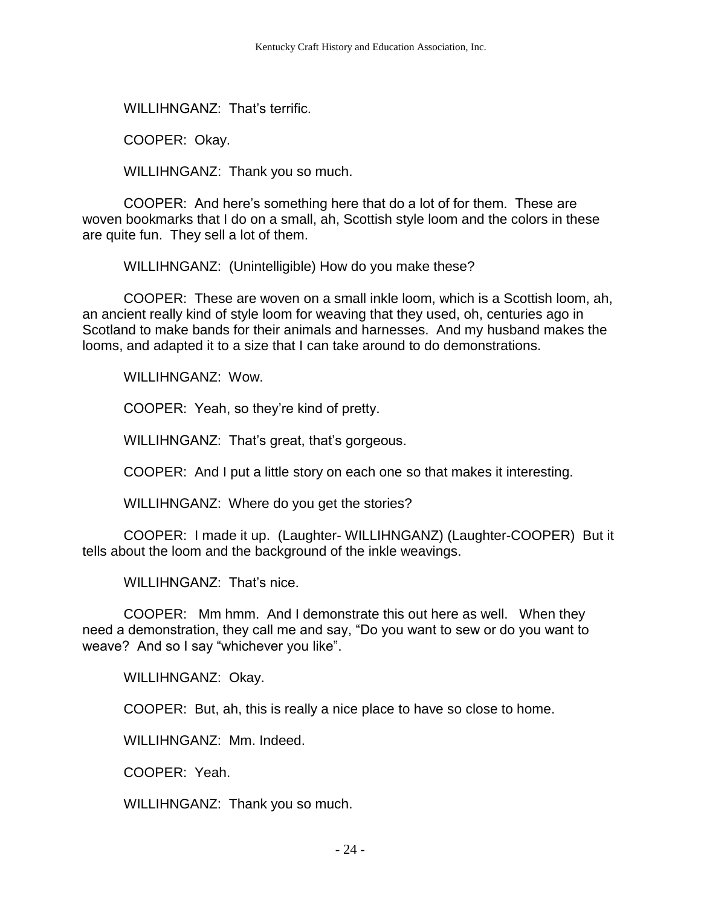WILLIHNGANZ: That's terrific.

COOPER: Okay.

WILLIHNGANZ: Thank you so much.

COOPER: And here's something here that do a lot of for them. These are woven bookmarks that I do on a small, ah, Scottish style loom and the colors in these are quite fun. They sell a lot of them.

WILLIHNGANZ: (Unintelligible) How do you make these?

COOPER: These are woven on a small inkle loom, which is a Scottish loom, ah, an ancient really kind of style loom for weaving that they used, oh, centuries ago in Scotland to make bands for their animals and harnesses. And my husband makes the looms, and adapted it to a size that I can take around to do demonstrations.

WILLIHNGANZ: Wow.

COOPER: Yeah, so they're kind of pretty.

WILLIHNGANZ: That's great, that's gorgeous.

COOPER: And I put a little story on each one so that makes it interesting.

WILLIHNGANZ: Where do you get the stories?

COOPER: I made it up. (Laughter- WILLIHNGANZ) (Laughter-COOPER) But it tells about the loom and the background of the inkle weavings.

WILLIHNGANZ: That's nice.

COOPER: Mm hmm. And I demonstrate this out here as well. When they need a demonstration, they call me and say, "Do you want to sew or do you want to weave? And so I say "whichever you like".

WILLIHNGANZ: Okay.

COOPER: But, ah, this is really a nice place to have so close to home.

WILLIHNGANZ: Mm. Indeed.

COOPER: Yeah.

WILLIHNGANZ: Thank you so much.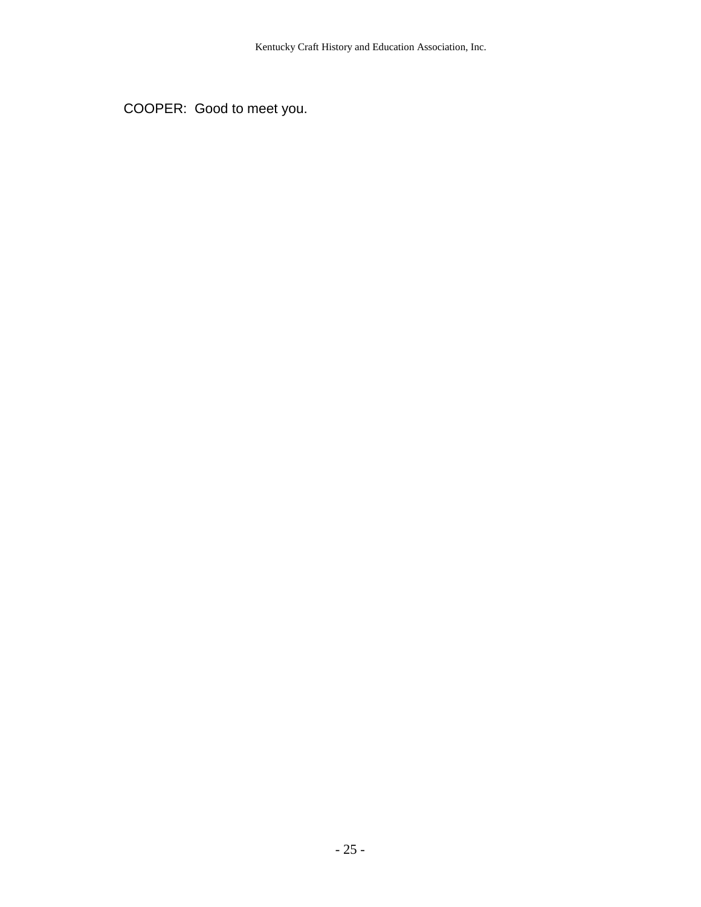COOPER: Good to meet you.